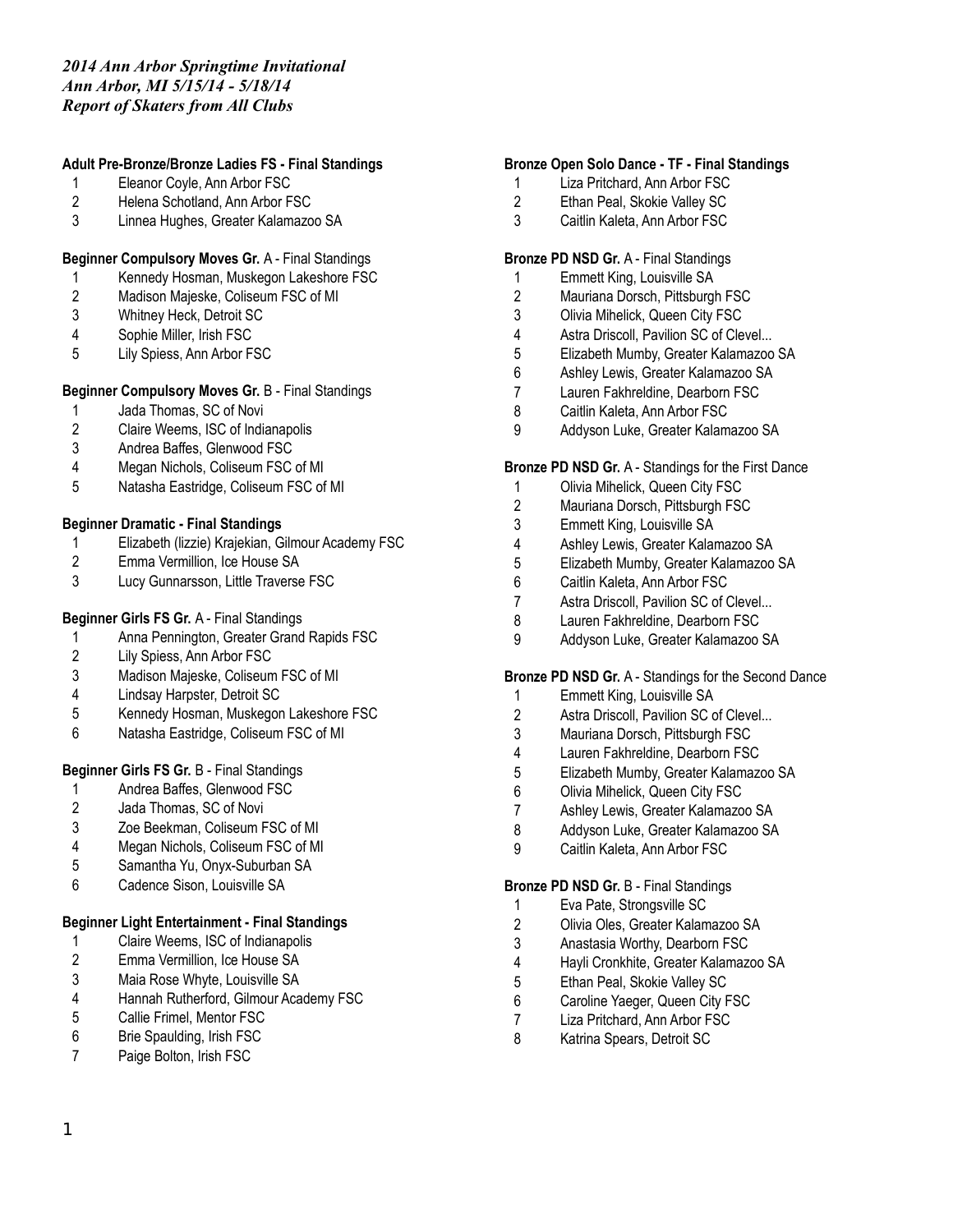*2014 Ann Arbor Springtime Invitational*
*Ann Arbor, MI 5/15/14 - 5/18/14*
*Report of Skaters from All Clubs*

**Adult Pre-Bronze/Bronze Ladies FS - Final Standings**

1 Eleanor Coyle, Ann Arbor FSC
2 Helena Schotland, Ann Arbor FSC
3 Linnea Hughes, Greater Kalamazoo SA

**Beginner Compulsory Moves Gr.** A - Final Standings

1 Kennedy Hosman, Muskegon Lakeshore FSC
2 Madison Majeske, Coliseum FSC of MI
3 Whitney Heck, Detroit SC
4 Sophie Miller, Irish FSC
5 Lily Spiess, Ann Arbor FSC

**Beginner Compulsory Moves Gr.** B - Final Standings

1 Jada Thomas, SC of Novi
2 Claire Weems, ISC of Indianapolis
3 Andrea Baffes, Glenwood FSC
4 Megan Nichols, Coliseum FSC of MI
5 Natasha Eastridge, Coliseum FSC of MI

**Beginner Dramatic - Final Standings**

1 Elizabeth (lizzie) Krajekian, Gilmour Academy FSC
2 Emma Vermillion, Ice House SA
3 Lucy Gunnarsson, Little Traverse FSC

**Beginner Girls FS Gr.** A - Final Standings

1 Anna Pennington, Greater Grand Rapids FSC
2 Lily Spiess, Ann Arbor FSC
3 Madison Majeske, Coliseum FSC of MI
4 Lindsay Harpster, Detroit SC
5 Kennedy Hosman, Muskegon Lakeshore FSC
6 Natasha Eastridge, Coliseum FSC of MI

**Beginner Girls FS Gr.** B - Final Standings

1 Andrea Baffes, Glenwood FSC
2 Jada Thomas, SC of Novi
3 Zoe Beekman, Coliseum FSC of MI
4 Megan Nichols, Coliseum FSC of MI
5 Samantha Yu, Onyx-Suburban SA
6 Cadence Sison, Louisville SA

**Beginner Light Entertainment - Final Standings**

1 Claire Weems, ISC of Indianapolis
2 Emma Vermillion, Ice House SA
3 Maia Rose Whyte, Louisville SA
4 Hannah Rutherford, Gilmour Academy FSC
5 Callie Frimel, Mentor FSC
6 Brie Spaulding, Irish FSC
7 Paige Bolton, Irish FSC

**Bronze Open Solo Dance - TF - Final Standings**

1 Liza Pritchard, Ann Arbor FSC
2 Ethan Peal, Skokie Valley SC
3 Caitlin Kaleta, Ann Arbor FSC

**Bronze PD NSD Gr.** A - Final Standings

1 Emmett King, Louisville SA
2 Mauriana Dorsch, Pittsburgh FSC
3 Olivia Mihelick, Queen City FSC
4 Astra Driscoll, Pavilion SC of Clevel...
5 Elizabeth Mumby, Greater Kalamazoo SA
6 Ashley Lewis, Greater Kalamazoo SA
7 Lauren Fakhreldine, Dearborn FSC
8 Caitlin Kaleta, Ann Arbor FSC
9 Addyson Luke, Greater Kalamazoo SA

**Bronze PD NSD Gr.** A - Standings for the First Dance

1 Olivia Mihelick, Queen City FSC
2 Mauriana Dorsch, Pittsburgh FSC
3 Emmett King, Louisville SA
4 Ashley Lewis, Greater Kalamazoo SA
5 Elizabeth Mumby, Greater Kalamazoo SA
6 Caitlin Kaleta, Ann Arbor FSC
7 Astra Driscoll, Pavilion SC of Clevel...
8 Lauren Fakhreldine, Dearborn FSC
9 Addyson Luke, Greater Kalamazoo SA

**Bronze PD NSD Gr.** A - Standings for the Second Dance

1 Emmett King, Louisville SA
2 Astra Driscoll, Pavilion SC of Clevel...
3 Mauriana Dorsch, Pittsburgh FSC
4 Lauren Fakhreldine, Dearborn FSC
5 Elizabeth Mumby, Greater Kalamazoo SA
6 Olivia Mihelick, Queen City FSC
7 Ashley Lewis, Greater Kalamazoo SA
8 Addyson Luke, Greater Kalamazoo SA
9 Caitlin Kaleta, Ann Arbor FSC

**Bronze PD NSD Gr.** B - Final Standings

1 Eva Pate, Strongsville SC
2 Olivia Oles, Greater Kalamazoo SA
3 Anastasia Worthy, Dearborn FSC
4 Hayli Cronkhite, Greater Kalamazoo SA
5 Ethan Peal, Skokie Valley SC
6 Caroline Yaeger, Queen City FSC
7 Liza Pritchard, Ann Arbor FSC
8 Katrina Spears, Detroit SC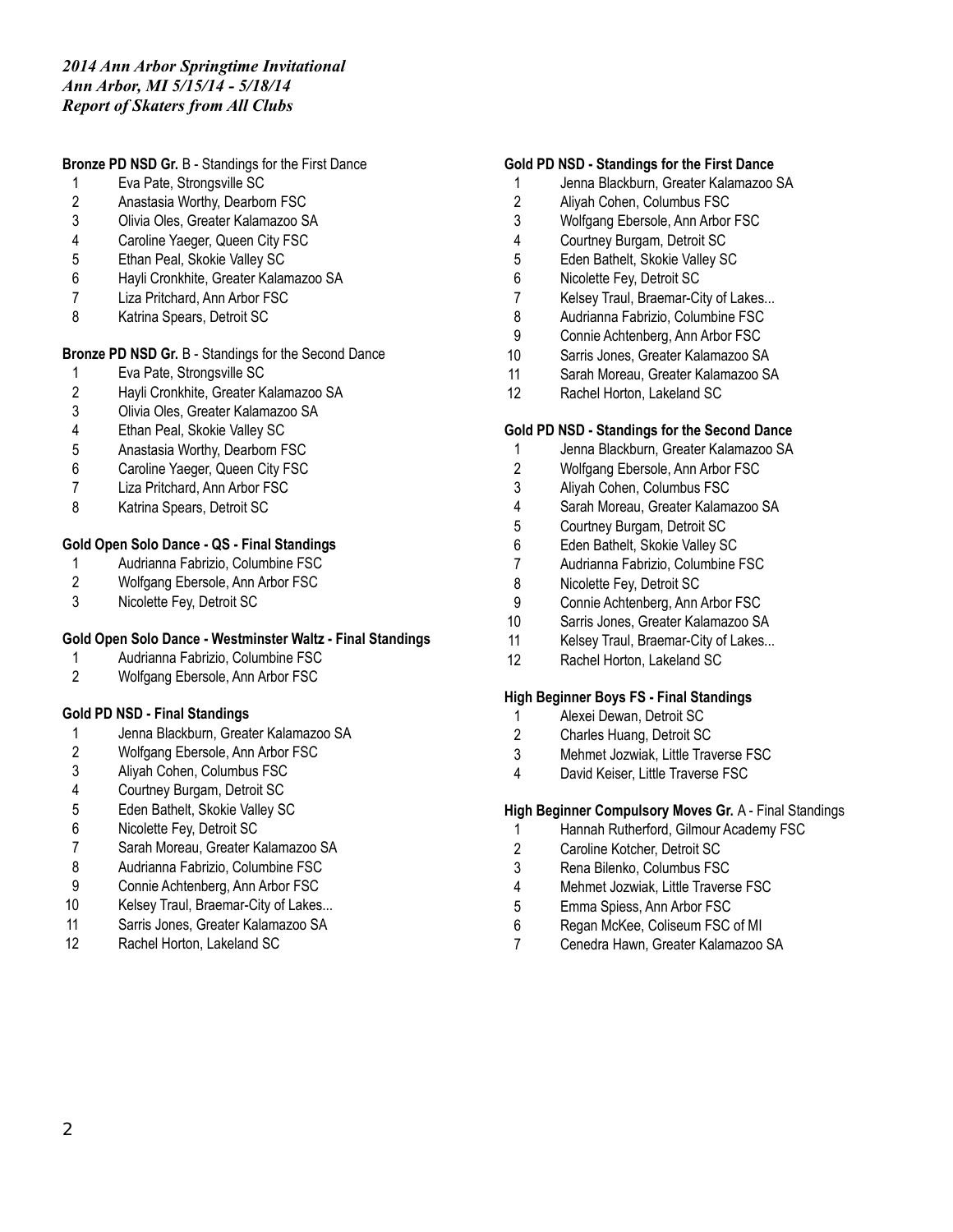*2014 Ann Arbor Springtime Invitational*
*Ann Arbor, MI 5/15/14 - 5/18/14*
*Report of Skaters from All Clubs*

**Bronze PD NSD Gr.** B - Standings for the First Dance

1. Eva Pate, Strongsville SC
2. Anastasia Worthy, Dearborn FSC
3. Olivia Oles, Greater Kalamazoo SA
4. Caroline Yaeger, Queen City FSC
5. Ethan Peal, Skokie Valley SC
6. Hayli Cronkhite, Greater Kalamazoo SA
7. Liza Pritchard, Ann Arbor FSC
8. Katrina Spears, Detroit SC

**Bronze PD NSD Gr.** B - Standings for the Second Dance

1. Eva Pate, Strongsville SC
2. Hayli Cronkhite, Greater Kalamazoo SA
3. Olivia Oles, Greater Kalamazoo SA
4. Ethan Peal, Skokie Valley SC
5. Anastasia Worthy, Dearborn FSC
6. Caroline Yaeger, Queen City FSC
7. Liza Pritchard, Ann Arbor FSC
8. Katrina Spears, Detroit SC

**Gold Open Solo Dance - QS - Final Standings**

1. Audrianna Fabrizio, Columbine FSC
2. Wolfgang Ebersole, Ann Arbor FSC
3. Nicolette Fey, Detroit SC

**Gold Open Solo Dance - Westminster Waltz - Final Standings**

1. Audrianna Fabrizio, Columbine FSC
2. Wolfgang Ebersole, Ann Arbor FSC

**Gold PD NSD - Final Standings**

1. Jenna Blackburn, Greater Kalamazoo SA
2. Wolfgang Ebersole, Ann Arbor FSC
3. Aliyah Cohen, Columbus FSC
4. Courtney Burgam, Detroit SC
5. Eden Bathelt, Skokie Valley SC
6. Nicolette Fey, Detroit SC
7. Sarah Moreau, Greater Kalamazoo SA
8. Audrianna Fabrizio, Columbine FSC
9. Connie Achtenberg, Ann Arbor FSC
10. Kelsey Traul, Braemar-City of Lakes...
11. Sarris Jones, Greater Kalamazoo SA
12. Rachel Horton, Lakeland SC

**Gold PD NSD - Standings for the First Dance**

1. Jenna Blackburn, Greater Kalamazoo SA
2. Aliyah Cohen, Columbus FSC
3. Wolfgang Ebersole, Ann Arbor FSC
4. Courtney Burgam, Detroit SC
5. Eden Bathelt, Skokie Valley SC
6. Nicolette Fey, Detroit SC
7. Kelsey Traul, Braemar-City of Lakes...
8. Audrianna Fabrizio, Columbine FSC
9. Connie Achtenberg, Ann Arbor FSC
10. Sarris Jones, Greater Kalamazoo SA
11. Sarah Moreau, Greater Kalamazoo SA
12. Rachel Horton, Lakeland SC

**Gold PD NSD - Standings for the Second Dance**

1. Jenna Blackburn, Greater Kalamazoo SA
2. Wolfgang Ebersole, Ann Arbor FSC
3. Aliyah Cohen, Columbus FSC
4. Sarah Moreau, Greater Kalamazoo SA
5. Courtney Burgam, Detroit SC
6. Eden Bathelt, Skokie Valley SC
7. Audrianna Fabrizio, Columbine FSC
8. Nicolette Fey, Detroit SC
9. Connie Achtenberg, Ann Arbor FSC
10. Sarris Jones, Greater Kalamazoo SA
11. Kelsey Traul, Braemar-City of Lakes...
12. Rachel Horton, Lakeland SC

**High Beginner Boys FS - Final Standings**

1. Alexei Dewan, Detroit SC
2. Charles Huang, Detroit SC
3. Mehmet Jozwiak, Little Traverse FSC
4. David Keiser, Little Traverse FSC

**High Beginner Compulsory Moves Gr.** A - Final Standings

1. Hannah Rutherford, Gilmour Academy FSC
2. Caroline Kotcher, Detroit SC
3. Rena Bilenko, Columbus FSC
4. Mehmet Jozwiak, Little Traverse FSC
5. Emma Spiess, Ann Arbor FSC
6. Regan McKee, Coliseum FSC of MI
7. Cenedra Hawn, Greater Kalamazoo SA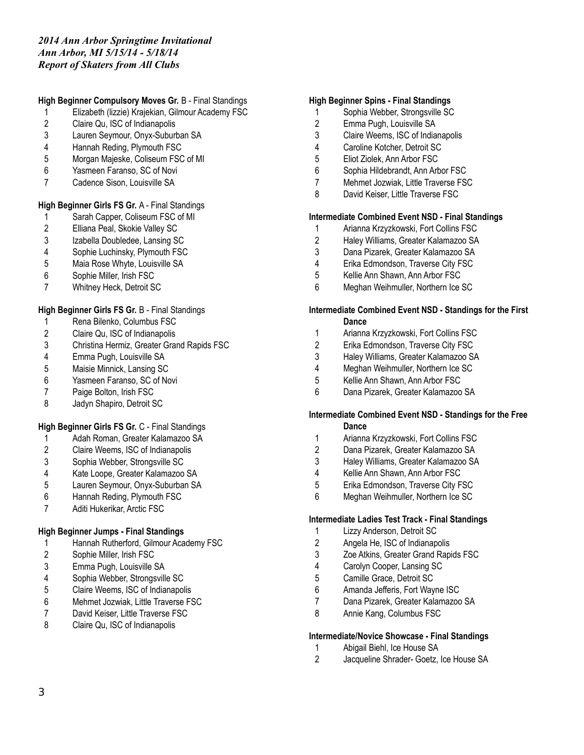*2014 Ann Arbor Springtime Invitational*
*Ann Arbor, MI 5/15/14 - 5/18/14*
*Report of Skaters from All Clubs*

**High Beginner Compulsory Moves Gr.** B - Final Standings

1. Elizabeth (lizzie) Krajekian, Gilmour Academy FSC
2. Claire Qu, ISC of Indianapolis
3. Lauren Seymour, Onyx-Suburban SA
4. Hannah Reding, Plymouth FSC
5. Morgan Majeske, Coliseum FSC of MI
6. Yasmeen Faranso, SC of Novi
7. Cadence Sison, Louisville SA

**High Beginner Girls FS Gr.** A - Final Standings

1. Sarah Capper, Coliseum FSC of MI
2. Elliana Peal, Skokie Valley SC
3. Izabella Doubledee, Lansing SC
4. Sophie Luchinsky, Plymouth FSC
5. Maia Rose Whyte, Louisville SA
6. Sophie Miller, Irish FSC
7. Whitney Heck, Detroit SC

**High Beginner Girls FS Gr.** B - Final Standings

1. Rena Bilenko, Columbus FSC
2. Claire Qu, ISC of Indianapolis
3. Christina Hermiz, Greater Grand Rapids FSC
4. Emma Pugh, Louisville SA
5. Maisie Minnick, Lansing SC
6. Yasmeen Faranso, SC of Novi
7. Paige Bolton, Irish FSC
8. Jadyn Shapiro, Detroit SC

**High Beginner Girls FS Gr.** C - Final Standings

1. Adah Roman, Greater Kalamazoo SA
2. Claire Weems, ISC of Indianapolis
3. Sophia Webber, Strongsville SC
4. Kate Loope, Greater Kalamazoo SA
5. Lauren Seymour, Onyx-Suburban SA
6. Hannah Reding, Plymouth FSC
7. Aditi Hukerikar, Arctic FSC

**High Beginner Jumps - Final Standings**

1. Hannah Rutherford, Gilmour Academy FSC
2. Sophie Miller, Irish FSC
3. Emma Pugh, Louisville SA
4. Sophia Webber, Strongsville SC
5. Claire Weems, ISC of Indianapolis
6. Mehmet Jozwiak, Little Traverse FSC
7. David Keiser, Little Traverse FSC
8. Claire Qu, ISC of Indianapolis

**High Beginner Spins - Final Standings**

1. Sophia Webber, Strongsville SC
2. Emma Pugh, Louisville SA
3. Claire Weems, ISC of Indianapolis
4. Caroline Kotcher, Detroit SC
5. Eliot Ziolek, Ann Arbor FSC
6. Sophia Hildebrandt, Ann Arbor FSC
7. Mehmet Jozwiak, Little Traverse FSC
8. David Keiser, Little Traverse FSC

**Intermediate Combined Event NSD - Final Standings**

1. Arianna Krzyzkowski, Fort Collins FSC
2. Haley Williams, Greater Kalamazoo SA
3. Dana Pizarek, Greater Kalamazoo SA
4. Erika Edmondson, Traverse City FSC
5. Kellie Ann Shawn, Ann Arbor FSC
6. Meghan Weihmuller, Northern Ice SC

**Intermediate Combined Event NSD - Standings for the First Dance**

1. Arianna Krzyzkowski, Fort Collins FSC
2. Erika Edmondson, Traverse City FSC
3. Haley Williams, Greater Kalamazoo SA
4. Meghan Weihmuller, Northern Ice SC
5. Kellie Ann Shawn, Ann Arbor FSC
6. Dana Pizarek, Greater Kalamazoo SA

**Intermediate Combined Event NSD - Standings for the Free Dance**

1. Arianna Krzyzkowski, Fort Collins FSC
2. Dana Pizarek, Greater Kalamazoo SA
3. Haley Williams, Greater Kalamazoo SA
4. Kellie Ann Shawn, Ann Arbor FSC
5. Erika Edmondson, Traverse City FSC
6. Meghan Weihmuller, Northern Ice SC

**Intermediate Ladies Test Track - Final Standings**

1. Lizzy Anderson, Detroit SC
2. Angela He, ISC of Indianapolis
3. Zoe Atkins, Greater Grand Rapids FSC
4. Carolyn Cooper, Lansing SC
5. Camille Grace, Detroit SC
6. Amanda Jefferis, Fort Wayne ISC
7. Dana Pizarek, Greater Kalamazoo SA
8. Annie Kang, Columbus FSC

**Intermediate/Novice Showcase - Final Standings**

1. Abigail Biehl, Ice House SA
2. Jacqueline Shrader- Goetz, Ice House SA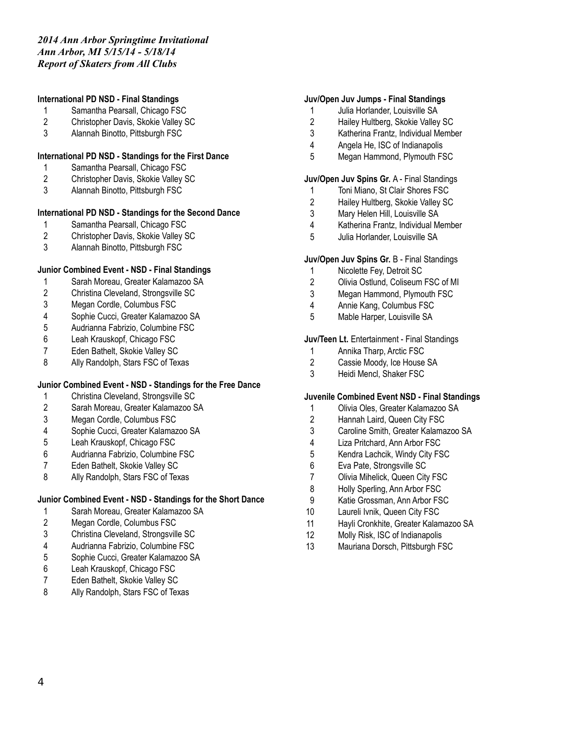*2014 Ann Arbor Springtime Invitational*
*Ann Arbor, MI 5/15/14 - 5/18/14*
*Report of Skaters from All Clubs*

**International PD NSD - Final Standings**

1 Samantha Pearsall, Chicago FSC
2 Christopher Davis, Skokie Valley SC
3 Alannah Binotto, Pittsburgh FSC

**International PD NSD - Standings for the First Dance**

1 Samantha Pearsall, Chicago FSC
2 Christopher Davis, Skokie Valley SC
3 Alannah Binotto, Pittsburgh FSC

**International PD NSD - Standings for the Second Dance**

1 Samantha Pearsall, Chicago FSC
2 Christopher Davis, Skokie Valley SC
3 Alannah Binotto, Pittsburgh FSC

**Junior Combined Event - NSD - Final Standings**

1 Sarah Moreau, Greater Kalamazoo SA
2 Christina Cleveland, Strongsville SC
3 Megan Cordle, Columbus FSC
4 Sophie Cucci, Greater Kalamazoo SA
5 Audrianna Fabrizio, Columbine FSC
6 Leah Krauskopf, Chicago FSC
7 Eden Bathelt, Skokie Valley SC
8 Ally Randolph, Stars FSC of Texas

**Junior Combined Event - NSD - Standings for the Free Dance**

1 Christina Cleveland, Strongsville SC
2 Sarah Moreau, Greater Kalamazoo SA
3 Megan Cordle, Columbus FSC
4 Sophie Cucci, Greater Kalamazoo SA
5 Leah Krauskopf, Chicago FSC
6 Audrianna Fabrizio, Columbine FSC
7 Eden Bathelt, Skokie Valley SC
8 Ally Randolph, Stars FSC of Texas

**Junior Combined Event - NSD - Standings for the Short Dance**

1 Sarah Moreau, Greater Kalamazoo SA
2 Megan Cordle, Columbus FSC
3 Christina Cleveland, Strongsville SC
4 Audrianna Fabrizio, Columbine FSC
5 Sophie Cucci, Greater Kalamazoo SA
6 Leah Krauskopf, Chicago FSC
7 Eden Bathelt, Skokie Valley SC
8 Ally Randolph, Stars FSC of Texas

**Juv/Open Juv Jumps - Final Standings**

1 Julia Horlander, Louisville SA
2 Hailey Hultberg, Skokie Valley SC
3 Katherina Frantz, Individual Member
4 Angela He, ISC of Indianapolis
5 Megan Hammond, Plymouth FSC

**Juv/Open Juv Spins Gr.** A - Final Standings

1 Toni Miano, St Clair Shores FSC
2 Hailey Hultberg, Skokie Valley SC
3 Mary Helen Hill, Louisville SA
4 Katherina Frantz, Individual Member
5 Julia Horlander, Louisville SA

**Juv/Open Juv Spins Gr.** B - Final Standings

1 Nicolette Fey, Detroit SC
2 Olivia Ostlund, Coliseum FSC of MI
3 Megan Hammond, Plymouth FSC
4 Annie Kang, Columbus FSC
5 Mable Harper, Louisville SA

**Juv/Teen Lt.** Entertainment - Final Standings

1 Annika Tharp, Arctic FSC
2 Cassie Moody, Ice House SA
3 Heidi Mencl, Shaker FSC

**Juvenile Combined Event NSD - Final Standings**

1 Olivia Oles, Greater Kalamazoo SA
2 Hannah Laird, Queen City FSC
3 Caroline Smith, Greater Kalamazoo SA
4 Liza Pritchard, Ann Arbor FSC
5 Kendra Lachcik, Windy City FSC
6 Eva Pate, Strongsville SC
7 Olivia Mihelick, Queen City FSC
8 Holly Sperling, Ann Arbor FSC
9 Katie Grossman, Ann Arbor FSC
10 Laureli Ivnik, Queen City FSC
11 Hayli Cronkhite, Greater Kalamazoo SA
12 Molly Risk, ISC of Indianapolis
13 Mauriana Dorsch, Pittsburgh FSC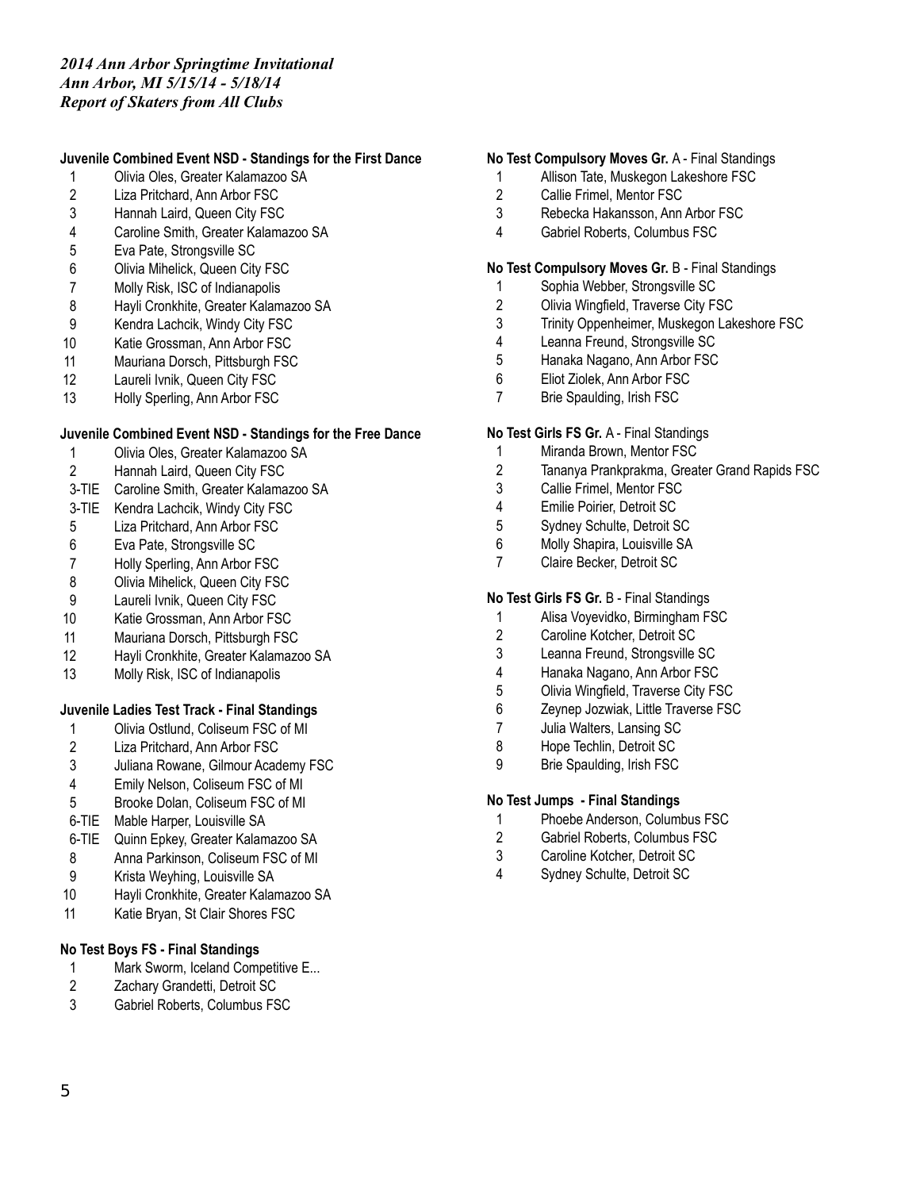*2014 Ann Arbor Springtime Invitational*
*Ann Arbor, MI 5/15/14 - 5/18/14*
*Report of Skaters from All Clubs*

**Juvenile Combined Event NSD - Standings for the First Dance**

1 Olivia Oles, Greater Kalamazoo SA
2 Liza Pritchard, Ann Arbor FSC
3 Hannah Laird, Queen City FSC
4 Caroline Smith, Greater Kalamazoo SA
5 Eva Pate, Strongsville SC
6 Olivia Mihelick, Queen City FSC
7 Molly Risk, ISC of Indianapolis
8 Hayli Cronkhite, Greater Kalamazoo SA
9 Kendra Lachcik, Windy City FSC
10 Katie Grossman, Ann Arbor FSC
11 Mauriana Dorsch, Pittsburgh FSC
12 Laureli Ivnik, Queen City FSC
13 Holly Sperling, Ann Arbor FSC

**Juvenile Combined Event NSD - Standings for the Free Dance**

1 Olivia Oles, Greater Kalamazoo SA
2 Hannah Laird, Queen City FSC
3-TIE Caroline Smith, Greater Kalamazoo SA
3-TIE Kendra Lachcik, Windy City FSC
5 Liza Pritchard, Ann Arbor FSC
6 Eva Pate, Strongsville SC
7 Holly Sperling, Ann Arbor FSC
8 Olivia Mihelick, Queen City FSC
9 Laureli Ivnik, Queen City FSC
10 Katie Grossman, Ann Arbor FSC
11 Mauriana Dorsch, Pittsburgh FSC
12 Hayli Cronkhite, Greater Kalamazoo SA
13 Molly Risk, ISC of Indianapolis

**Juvenile Ladies Test Track - Final Standings**

1 Olivia Ostlund, Coliseum FSC of MI
2 Liza Pritchard, Ann Arbor FSC
3 Juliana Rowane, Gilmour Academy FSC
4 Emily Nelson, Coliseum FSC of MI
5 Brooke Dolan, Coliseum FSC of MI
6-TIE Mable Harper, Louisville SA
6-TIE Quinn Epkey, Greater Kalamazoo SA
8 Anna Parkinson, Coliseum FSC of MI
9 Krista Weyhing, Louisville SA
10 Hayli Cronkhite, Greater Kalamazoo SA
11 Katie Bryan, St Clair Shores FSC

**No Test Boys FS - Final Standings**

1 Mark Sworm, Iceland Competitive E...
2 Zachary Grandetti, Detroit SC
3 Gabriel Roberts, Columbus FSC

**No Test Compulsory Moves Gr.** A - Final Standings

1 Allison Tate, Muskegon Lakeshore FSC
2 Callie Frimel, Mentor FSC
3 Rebecka Hakansson, Ann Arbor FSC
4 Gabriel Roberts, Columbus FSC

**No Test Compulsory Moves Gr.** B - Final Standings

1 Sophia Webber, Strongsville SC
2 Olivia Wingfield, Traverse City FSC
3 Trinity Oppenheimer, Muskegon Lakeshore FSC
4 Leanna Freund, Strongsville SC
5 Hanaka Nagano, Ann Arbor FSC
6 Eliot Ziolek, Ann Arbor FSC
7 Brie Spaulding, Irish FSC

**No Test Girls FS Gr.** A - Final Standings

1 Miranda Brown, Mentor FSC
2 Tananya Prankprakma, Greater Grand Rapids FSC
3 Callie Frimel, Mentor FSC
4 Emilie Poirier, Detroit SC
5 Sydney Schulte, Detroit SC
6 Molly Shapira, Louisville SA
7 Claire Becker, Detroit SC

**No Test Girls FS Gr.** B - Final Standings

1 Alisa Voyevidko, Birmingham FSC
2 Caroline Kotcher, Detroit SC
3 Leanna Freund, Strongsville SC
4 Hanaka Nagano, Ann Arbor FSC
5 Olivia Wingfield, Traverse City FSC
6 Zeynep Jozwiak, Little Traverse FSC
7 Julia Walters, Lansing SC
8 Hope Techlin, Detroit SC
9 Brie Spaulding, Irish FSC

**No Test Jumps - Final Standings**

1 Phoebe Anderson, Columbus FSC
2 Gabriel Roberts, Columbus FSC
3 Caroline Kotcher, Detroit SC
4 Sydney Schulte, Detroit SC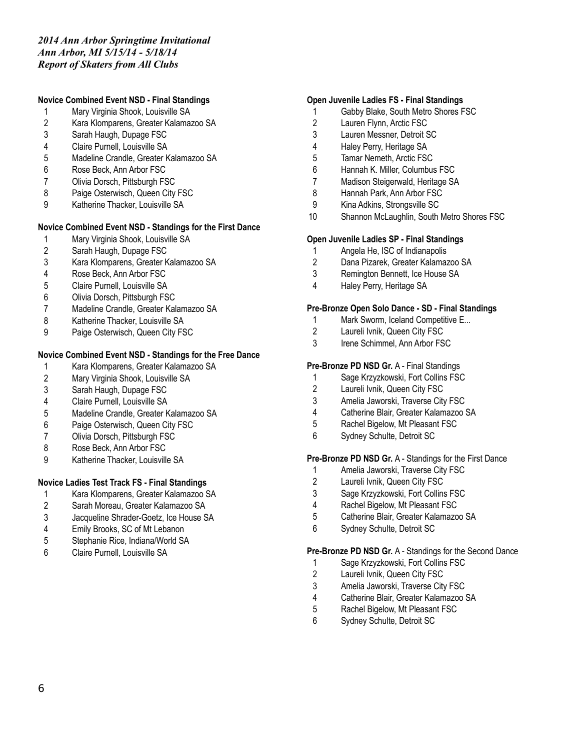*2014 Ann Arbor Springtime Invitational*
*Ann Arbor, MI 5/15/14 - 5/18/14*
*Report of Skaters from All Clubs*

**Novice Combined Event NSD - Final Standings**

1. Mary Virginia Shook, Louisville SA
2. Kara Klomparens, Greater Kalamazoo SA
3. Sarah Haugh, Dupage FSC
4. Claire Purnell, Louisville SA
5. Madeline Crandle, Greater Kalamazoo SA
6. Rose Beck, Ann Arbor FSC
7. Olivia Dorsch, Pittsburgh FSC
8. Paige Osterwisch, Queen City FSC
9. Katherine Thacker, Louisville SA

**Novice Combined Event NSD - Standings for the First Dance**

1. Mary Virginia Shook, Louisville SA
2. Sarah Haugh, Dupage FSC
3. Kara Klomparens, Greater Kalamazoo SA
4. Rose Beck, Ann Arbor FSC
5. Claire Purnell, Louisville SA
6. Olivia Dorsch, Pittsburgh FSC
7. Madeline Crandle, Greater Kalamazoo SA
8. Katherine Thacker, Louisville SA
9. Paige Osterwisch, Queen City FSC

**Novice Combined Event NSD - Standings for the Free Dance**

1. Kara Klomparens, Greater Kalamazoo SA
2. Mary Virginia Shook, Louisville SA
3. Sarah Haugh, Dupage FSC
4. Claire Purnell, Louisville SA
5. Madeline Crandle, Greater Kalamazoo SA
6. Paige Osterwisch, Queen City FSC
7. Olivia Dorsch, Pittsburgh FSC
8. Rose Beck, Ann Arbor FSC
9. Katherine Thacker, Louisville SA

**Novice Ladies Test Track FS - Final Standings**

1. Kara Klomparens, Greater Kalamazoo SA
2. Sarah Moreau, Greater Kalamazoo SA
3. Jacqueline Shrader-Goetz, Ice House SA
4. Emily Brooks, SC of Mt Lebanon
5. Stephanie Rice, Indiana/World SA
6. Claire Purnell, Louisville SA

**Open Juvenile Ladies FS - Final Standings**

1. Gabby Blake, South Metro Shores FSC
2. Lauren Flynn, Arctic FSC
3. Lauren Messner, Detroit SC
4. Haley Perry, Heritage SA
5. Tamar Nemeth, Arctic FSC
6. Hannah K. Miller, Columbus FSC
7. Madison Steigerwald, Heritage SA
8. Hannah Park, Ann Arbor FSC
9. Kina Adkins, Strongsville SC
10. Shannon McLaughlin, South Metro Shores FSC

**Open Juvenile Ladies SP - Final Standings**

1. Angela He, ISC of Indianapolis
2. Dana Pizarek, Greater Kalamazoo SA
3. Remington Bennett, Ice House SA
4. Haley Perry, Heritage SA

**Pre-Bronze Open Solo Dance - SD - Final Standings**

1. Mark Sworm, Iceland Competitive E...
2. Laureli Ivnik, Queen City FSC
3. Irene Schimmel, Ann Arbor FSC

**Pre-Bronze PD NSD Gr.** A - Final Standings

1. Sage Krzyzkowski, Fort Collins FSC
2. Laureli Ivnik, Queen City FSC
3. Amelia Jaworski, Traverse City FSC
4. Catherine Blair, Greater Kalamazoo SA
5. Rachel Bigelow, Mt Pleasant FSC
6. Sydney Schulte, Detroit SC

**Pre-Bronze PD NSD Gr.** A - Standings for the First Dance

1. Amelia Jaworski, Traverse City FSC
2. Laureli Ivnik, Queen City FSC
3. Sage Krzyzkowski, Fort Collins FSC
4. Rachel Bigelow, Mt Pleasant FSC
5. Catherine Blair, Greater Kalamazoo SA
6. Sydney Schulte, Detroit SC

**Pre-Bronze PD NSD Gr.** A - Standings for the Second Dance

1. Sage Krzyzkowski, Fort Collins FSC
2. Laureli Ivnik, Queen City FSC
3. Amelia Jaworski, Traverse City FSC
4. Catherine Blair, Greater Kalamazoo SA
5. Rachel Bigelow, Mt Pleasant FSC
6. Sydney Schulte, Detroit SC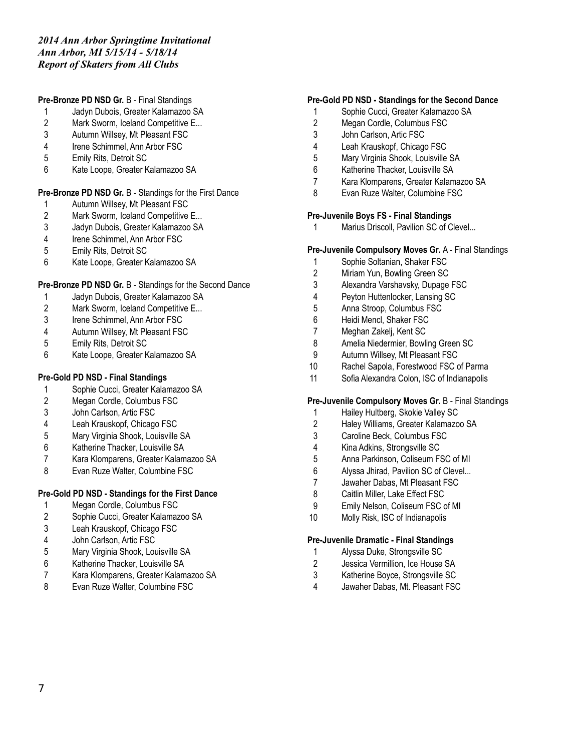*2014 Ann Arbor Springtime Invitational*
*Ann Arbor, MI 5/15/14 - 5/18/14*
*Report of Skaters from All Clubs*

**Pre-Bronze PD NSD Gr.** B - Final Standings

1. Jadyn Dubois, Greater Kalamazoo SA
2. Mark Sworm, Iceland Competitive E...
3. Autumn Willsey, Mt Pleasant FSC
4. Irene Schimmel, Ann Arbor FSC
5. Emily Rits, Detroit SC
6. Kate Loope, Greater Kalamazoo SA

**Pre-Bronze PD NSD Gr.** B - Standings for the First Dance

1. Autumn Willsey, Mt Pleasant FSC
2. Mark Sworm, Iceland Competitive E...
3. Jadyn Dubois, Greater Kalamazoo SA
4. Irene Schimmel, Ann Arbor FSC
5. Emily Rits, Detroit SC
6. Kate Loope, Greater Kalamazoo SA

**Pre-Bronze PD NSD Gr.** B - Standings for the Second Dance

1. Jadyn Dubois, Greater Kalamazoo SA
2. Mark Sworm, Iceland Competitive E...
3. Irene Schimmel, Ann Arbor FSC
4. Autumn Willsey, Mt Pleasant FSC
5. Emily Rits, Detroit SC
6. Kate Loope, Greater Kalamazoo SA

**Pre-Gold PD NSD - Final Standings**

1. Sophie Cucci, Greater Kalamazoo SA
2. Megan Cordle, Columbus FSC
3. John Carlson, Artic FSC
4. Leah Krauskopf, Chicago FSC
5. Mary Virginia Shook, Louisville SA
6. Katherine Thacker, Louisville SA
7. Kara Klomparens, Greater Kalamazoo SA
8. Evan Ruze Walter, Columbine FSC

**Pre-Gold PD NSD - Standings for the First Dance**

1. Megan Cordle, Columbus FSC
2. Sophie Cucci, Greater Kalamazoo SA
3. Leah Krauskopf, Chicago FSC
4. John Carlson, Artic FSC
5. Mary Virginia Shook, Louisville SA
6. Katherine Thacker, Louisville SA
7. Kara Klomparens, Greater Kalamazoo SA
8. Evan Ruze Walter, Columbine FSC

**Pre-Gold PD NSD - Standings for the Second Dance**

1. Sophie Cucci, Greater Kalamazoo SA
2. Megan Cordle, Columbus FSC
3. John Carlson, Artic FSC
4. Leah Krauskopf, Chicago FSC
5. Mary Virginia Shook, Louisville SA
6. Katherine Thacker, Louisville SA
7. Kara Klomparens, Greater Kalamazoo SA
8. Evan Ruze Walter, Columbine FSC

**Pre-Juvenile Boys FS - Final Standings**

1. Marius Driscoll, Pavilion SC of Clevel...

**Pre-Juvenile Compulsory Moves Gr.** A - Final Standings

1. Sophie Soltanian, Shaker FSC
2. Miriam Yun, Bowling Green SC
3. Alexandra Varshavsky, Dupage FSC
4. Peyton Huttenlocker, Lansing SC
5. Anna Stroop, Columbus FSC
6. Heidi Mencl, Shaker FSC
7. Meghan Zakelj, Kent SC
8. Amelia Niedermier, Bowling Green SC
9. Autumn Willsey, Mt Pleasant FSC
10. Rachel Sapola, Forestwood FSC of Parma
11. Sofia Alexandra Colon, ISC of Indianapolis

**Pre-Juvenile Compulsory Moves Gr.** B - Final Standings

1. Hailey Hultberg, Skokie Valley SC
2. Haley Williams, Greater Kalamazoo SA
3. Caroline Beck, Columbus FSC
4. Kina Adkins, Strongsville SC
5. Anna Parkinson, Coliseum FSC of MI
6. Alyssa Jhirad, Pavilion SC of Clevel...
7. Jawaher Dabas, Mt Pleasant FSC
8. Caitlin Miller, Lake Effect FSC
9. Emily Nelson, Coliseum FSC of MI
10. Molly Risk, ISC of Indianapolis

**Pre-Juvenile Dramatic - Final Standings**

1. Alyssa Duke, Strongsville SC
2. Jessica Vermillion, Ice House SA
3. Katherine Boyce, Strongsville SC
4. Jawaher Dabas, Mt. Pleasant FSC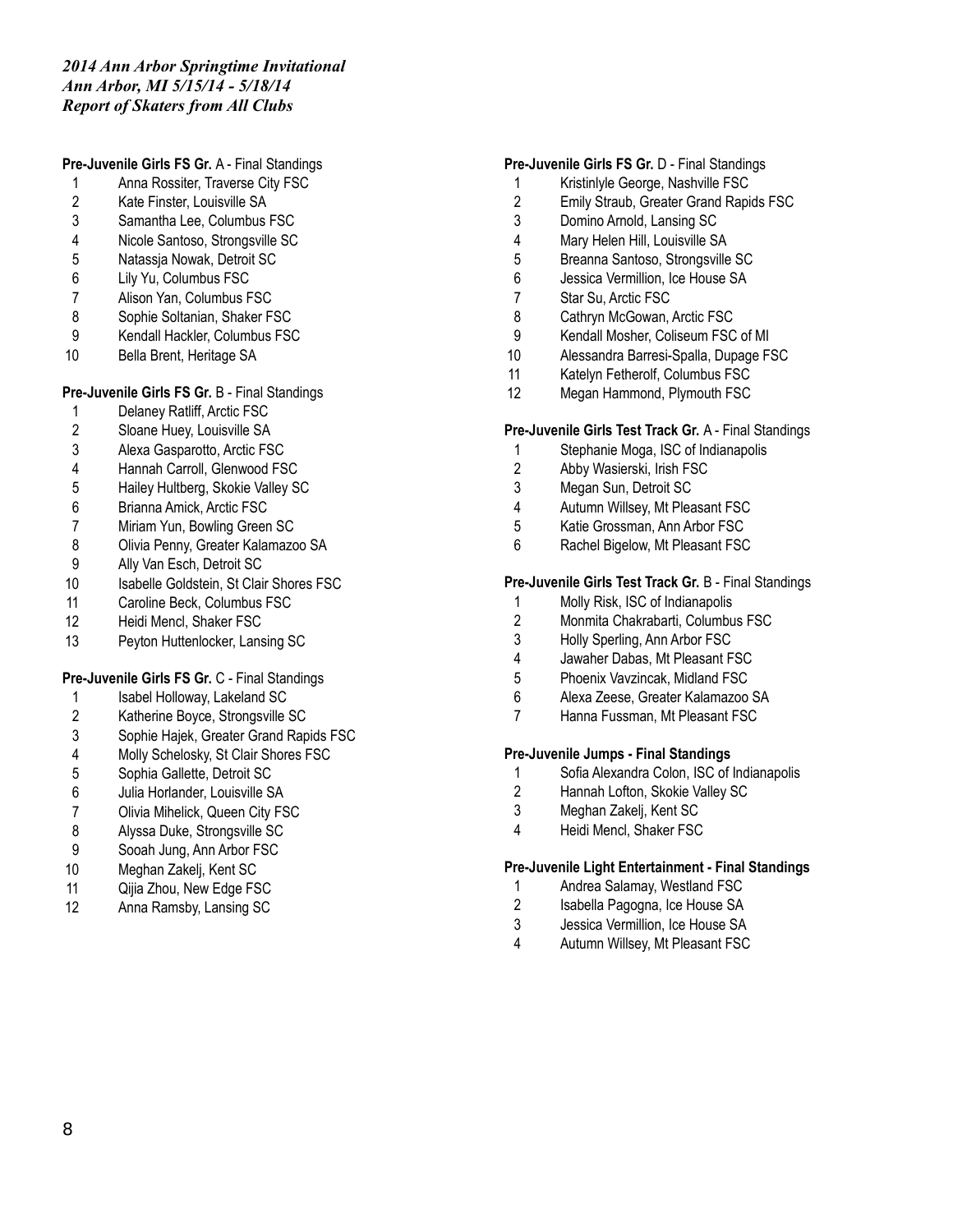*2014 Ann Arbor Springtime Invitational*
*Ann Arbor, MI 5/15/14 - 5/18/14*
*Report of Skaters from All Clubs*

**Pre-Juvenile Girls FS Gr.** A - Final Standings

1 Anna Rossiter, Traverse City FSC
2 Kate Finster, Louisville SA
3 Samantha Lee, Columbus FSC
4 Nicole Santoso, Strongsville SC
5 Natassja Nowak, Detroit SC
6 Lily Yu, Columbus FSC
7 Alison Yan, Columbus FSC
8 Sophie Soltanian, Shaker FSC
9 Kendall Hackler, Columbus FSC
10 Bella Brent, Heritage SA

**Pre-Juvenile Girls FS Gr.** B - Final Standings

1 Delaney Ratliff, Arctic FSC
2 Sloane Huey, Louisville SA
3 Alexa Gasparotto, Arctic FSC
4 Hannah Carroll, Glenwood FSC
5 Hailey Hultberg, Skokie Valley SC
6 Brianna Amick, Arctic FSC
7 Miriam Yun, Bowling Green SC
8 Olivia Penny, Greater Kalamazoo SA
9 Ally Van Esch, Detroit SC
10 Isabelle Goldstein, St Clair Shores FSC
11 Caroline Beck, Columbus FSC
12 Heidi Mencl, Shaker FSC
13 Peyton Huttenlocker, Lansing SC

**Pre-Juvenile Girls FS Gr.** C - Final Standings

1 Isabel Holloway, Lakeland SC
2 Katherine Boyce, Strongsville SC
3 Sophie Hajek, Greater Grand Rapids FSC
4 Molly Schelosky, St Clair Shores FSC
5 Sophia Gallette, Detroit SC
6 Julia Horlander, Louisville SA
7 Olivia Mihelick, Queen City FSC
8 Alyssa Duke, Strongsville SC
9 Sooah Jung, Ann Arbor FSC
10 Meghan Zakelj, Kent SC
11 Qijia Zhou, New Edge FSC
12 Anna Ramsby, Lansing SC

**Pre-Juvenile Girls FS Gr.** D - Final Standings

1 Kristinlyle George, Nashville FSC
2 Emily Straub, Greater Grand Rapids FSC
3 Domino Arnold, Lansing SC
4 Mary Helen Hill, Louisville SA
5 Breanna Santoso, Strongsville SC
6 Jessica Vermillion, Ice House SA
7 Star Su, Arctic FSC
8 Cathryn McGowan, Arctic FSC
9 Kendall Mosher, Coliseum FSC of MI
10 Alessandra Barresi-Spalla, Dupage FSC
11 Katelyn Fetherolf, Columbus FSC
12 Megan Hammond, Plymouth FSC

**Pre-Juvenile Girls Test Track Gr.** A - Final Standings

1 Stephanie Moga, ISC of Indianapolis
2 Abby Wasierski, Irish FSC
3 Megan Sun, Detroit SC
4 Autumn Willsey, Mt Pleasant FSC
5 Katie Grossman, Ann Arbor FSC
6 Rachel Bigelow, Mt Pleasant FSC

**Pre-Juvenile Girls Test Track Gr.** B - Final Standings

1 Molly Risk, ISC of Indianapolis
2 Monmita Chakrabarti, Columbus FSC
3 Holly Sperling, Ann Arbor FSC
4 Jawaher Dabas, Mt Pleasant FSC
5 Phoenix Vavzincak, Midland FSC
6 Alexa Zeese, Greater Kalamazoo SA
7 Hanna Fussman, Mt Pleasant FSC

**Pre-Juvenile Jumps - Final Standings**

1 Sofia Alexandra Colon, ISC of Indianapolis
2 Hannah Lofton, Skokie Valley SC
3 Meghan Zakelj, Kent SC
4 Heidi Mencl, Shaker FSC

**Pre-Juvenile Light Entertainment - Final Standings**

1 Andrea Salamay, Westland FSC
2 Isabella Pagogna, Ice House SA
3 Jessica Vermillion, Ice House SA
4 Autumn Willsey, Mt Pleasant FSC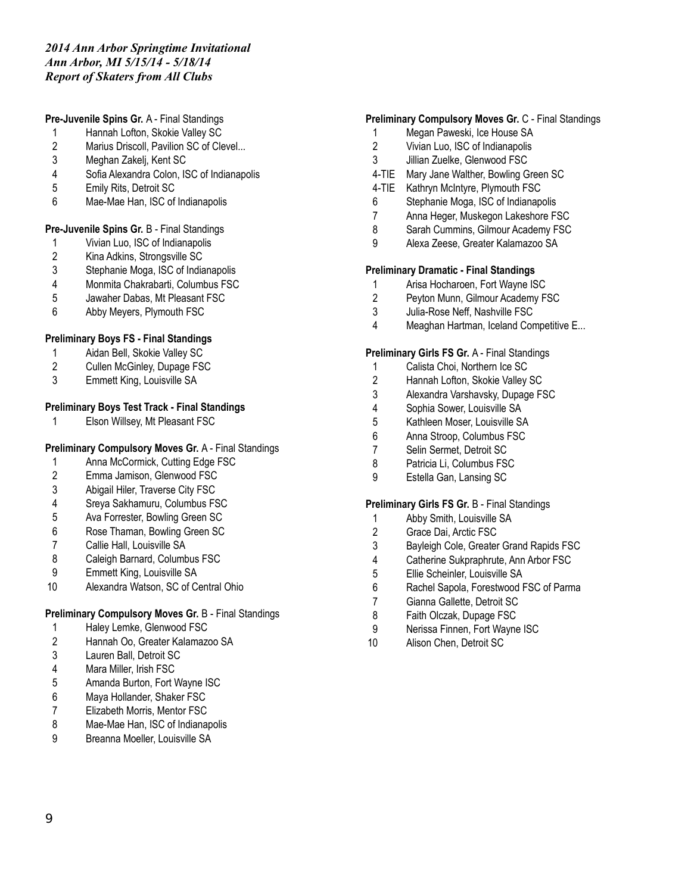*2014 Ann Arbor Springtime Invitational*
*Ann Arbor, MI 5/15/14 - 5/18/14*
*Report of Skaters from All Clubs*

**Pre-Juvenile Spins Gr.** A - Final Standings

1 Hannah Lofton, Skokie Valley SC
2 Marius Driscoll, Pavilion SC of Clevel...
3 Meghan Zakelj, Kent SC
4 Sofia Alexandra Colon, ISC of Indianapolis
5 Emily Rits, Detroit SC
6 Mae-Mae Han, ISC of Indianapolis

**Pre-Juvenile Spins Gr.** B - Final Standings

1 Vivian Luo, ISC of Indianapolis
2 Kina Adkins, Strongsville SC
3 Stephanie Moga, ISC of Indianapolis
4 Monmita Chakrabarti, Columbus FSC
5 Jawaher Dabas, Mt Pleasant FSC
6 Abby Meyers, Plymouth FSC

**Preliminary Boys FS - Final Standings**

1 Aidan Bell, Skokie Valley SC
2 Cullen McGinley, Dupage FSC
3 Emmett King, Louisville SA

**Preliminary Boys Test Track - Final Standings**

1 Elson Willsey, Mt Pleasant FSC

**Preliminary Compulsory Moves Gr.** A - Final Standings

1 Anna McCormick, Cutting Edge FSC
2 Emma Jamison, Glenwood FSC
3 Abigail Hiler, Traverse City FSC
4 Sreya Sakhamuru, Columbus FSC
5 Ava Forrester, Bowling Green SC
6 Rose Thaman, Bowling Green SC
7 Callie Hall, Louisville SA
8 Caleigh Barnard, Columbus FSC
9 Emmett King, Louisville SA
10 Alexandra Watson, SC of Central Ohio

**Preliminary Compulsory Moves Gr.** B - Final Standings

1 Haley Lemke, Glenwood FSC
2 Hannah Oo, Greater Kalamazoo SA
3 Lauren Ball, Detroit SC
4 Mara Miller, Irish FSC
5 Amanda Burton, Fort Wayne ISC
6 Maya Hollander, Shaker FSC
7 Elizabeth Morris, Mentor FSC
8 Mae-Mae Han, ISC of Indianapolis
9 Breanna Moeller, Louisville SA

**Preliminary Compulsory Moves Gr.** C - Final Standings

1 Megan Paweski, Ice House SA
2 Vivian Luo, ISC of Indianapolis
3 Jillian Zuelke, Glenwood FSC
4-TIE Mary Jane Walther, Bowling Green SC
4-TIE Kathryn McIntyre, Plymouth FSC
6 Stephanie Moga, ISC of Indianapolis
7 Anna Heger, Muskegon Lakeshore FSC
8 Sarah Cummins, Gilmour Academy FSC
9 Alexa Zeese, Greater Kalamazoo SA

**Preliminary Dramatic - Final Standings**

1 Arisa Hocharoen, Fort Wayne ISC
2 Peyton Munn, Gilmour Academy FSC
3 Julia-Rose Neff, Nashville FSC
4 Meaghan Hartman, Iceland Competitive E...

**Preliminary Girls FS Gr.** A - Final Standings

1 Calista Choi, Northern Ice SC
2 Hannah Lofton, Skokie Valley SC
3 Alexandra Varshavsky, Dupage FSC
4 Sophia Sower, Louisville SA
5 Kathleen Moser, Louisville SA
6 Anna Stroop, Columbus FSC
7 Selin Sermet, Detroit SC
8 Patricia Li, Columbus FSC
9 Estella Gan, Lansing SC

**Preliminary Girls FS Gr.** B - Final Standings

1 Abby Smith, Louisville SA
2 Grace Dai, Arctic FSC
3 Bayleigh Cole, Greater Grand Rapids FSC
4 Catherine Sukpraphrute, Ann Arbor FSC
5 Ellie Scheinler, Louisville SA
6 Rachel Sapola, Forestwood FSC of Parma
7 Gianna Gallette, Detroit SC
8 Faith Olczak, Dupage FSC
9 Nerissa Finnen, Fort Wayne ISC
10 Alison Chen, Detroit SC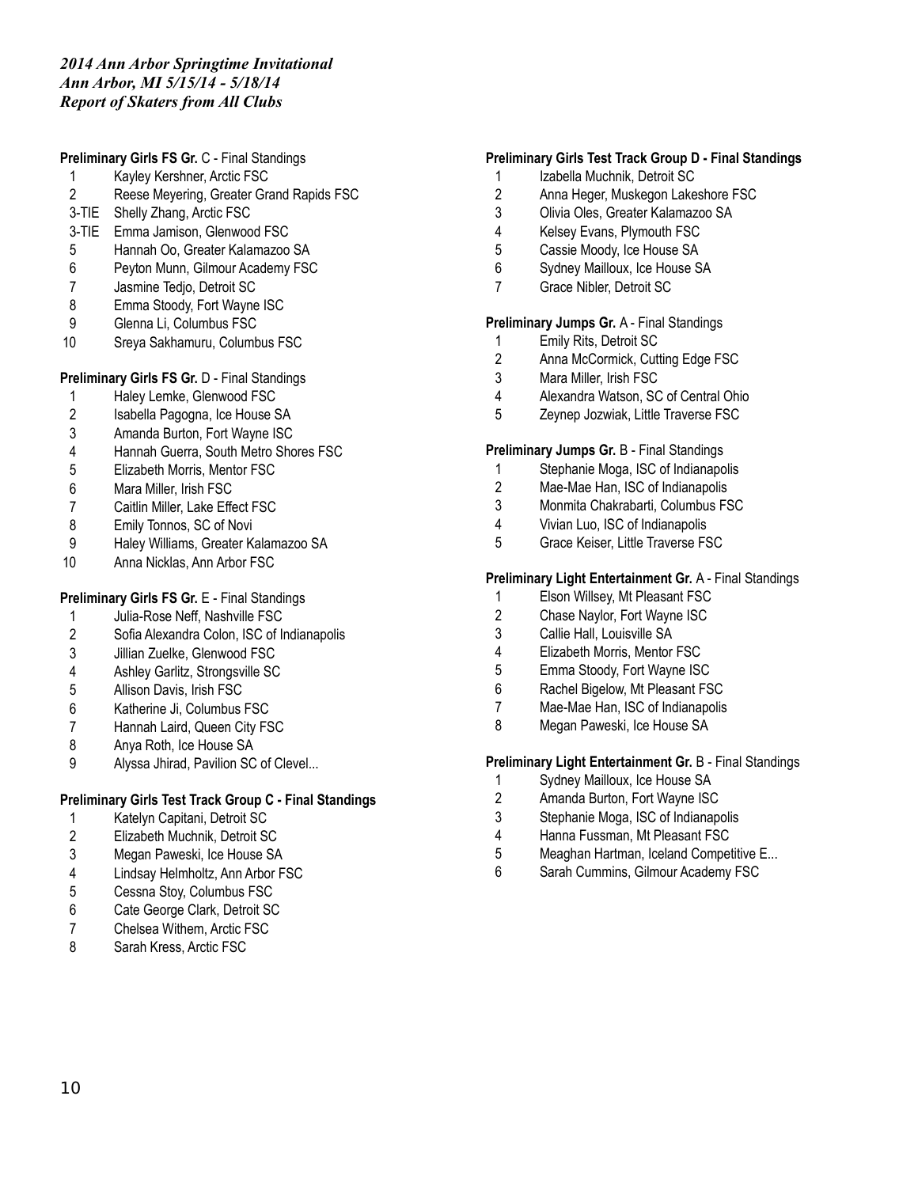*2014 Ann Arbor Springtime Invitational*
*Ann Arbor, MI 5/15/14 - 5/18/14*
*Report of Skaters from All Clubs*

**Preliminary Girls FS Gr.** C - Final Standings

1 Kayley Kershner, Arctic FSC
2 Reese Meyering, Greater Grand Rapids FSC
3-TIE Shelly Zhang, Arctic FSC
3-TIE Emma Jamison, Glenwood FSC
5 Hannah Oo, Greater Kalamazoo SA
6 Peyton Munn, Gilmour Academy FSC
7 Jasmine Tedjo, Detroit SC
8 Emma Stoody, Fort Wayne ISC
9 Glenna Li, Columbus FSC
10 Sreya Sakhamuru, Columbus FSC

**Preliminary Girls FS Gr.** D - Final Standings

1 Haley Lemke, Glenwood FSC
2 Isabella Pagogna, Ice House SA
3 Amanda Burton, Fort Wayne ISC
4 Hannah Guerra, South Metro Shores FSC
5 Elizabeth Morris, Mentor FSC
6 Mara Miller, Irish FSC
7 Caitlin Miller, Lake Effect FSC
8 Emily Tonnos, SC of Novi
9 Haley Williams, Greater Kalamazoo SA
10 Anna Nicklas, Ann Arbor FSC

**Preliminary Girls FS Gr.** E - Final Standings

1 Julia-Rose Neff, Nashville FSC
2 Sofia Alexandra Colon, ISC of Indianapolis
3 Jillian Zuelke, Glenwood FSC
4 Ashley Garlitz, Strongsville SC
5 Allison Davis, Irish FSC
6 Katherine Ji, Columbus FSC
7 Hannah Laird, Queen City FSC
8 Anya Roth, Ice House SA
9 Alyssa Jhirad, Pavilion SC of Clevel...

**Preliminary Girls Test Track Group C - Final Standings**

1 Katelyn Capitani, Detroit SC
2 Elizabeth Muchnik, Detroit SC
3 Megan Paweski, Ice House SA
4 Lindsay Helmholtz, Ann Arbor FSC
5 Cessna Stoy, Columbus FSC
6 Cate George Clark, Detroit SC
7 Chelsea Withem, Arctic FSC
8 Sarah Kress, Arctic FSC

**Preliminary Girls Test Track Group D - Final Standings**

1 Izabella Muchnik, Detroit SC
2 Anna Heger, Muskegon Lakeshore FSC
3 Olivia Oles, Greater Kalamazoo SA
4 Kelsey Evans, Plymouth FSC
5 Cassie Moody, Ice House SA
6 Sydney Mailloux, Ice House SA
7 Grace Nibler, Detroit SC

**Preliminary Jumps Gr.** A - Final Standings

1 Emily Rits, Detroit SC
2 Anna McCormick, Cutting Edge FSC
3 Mara Miller, Irish FSC
4 Alexandra Watson, SC of Central Ohio
5 Zeynep Jozwiak, Little Traverse FSC

**Preliminary Jumps Gr.** B - Final Standings

1 Stephanie Moga, ISC of Indianapolis
2 Mae-Mae Han, ISC of Indianapolis
3 Monmita Chakrabarti, Columbus FSC
4 Vivian Luo, ISC of Indianapolis
5 Grace Keiser, Little Traverse FSC

**Preliminary Light Entertainment Gr.** A - Final Standings

1 Elson Willsey, Mt Pleasant FSC
2 Chase Naylor, Fort Wayne ISC
3 Callie Hall, Louisville SA
4 Elizabeth Morris, Mentor FSC
5 Emma Stoody, Fort Wayne ISC
6 Rachel Bigelow, Mt Pleasant FSC
7 Mae-Mae Han, ISC of Indianapolis
8 Megan Paweski, Ice House SA

**Preliminary Light Entertainment Gr.** B - Final Standings

1 Sydney Mailloux, Ice House SA
2 Amanda Burton, Fort Wayne ISC
3 Stephanie Moga, ISC of Indianapolis
4 Hanna Fussman, Mt Pleasant FSC
5 Meaghan Hartman, Iceland Competitive E...
6 Sarah Cummins, Gilmour Academy FSC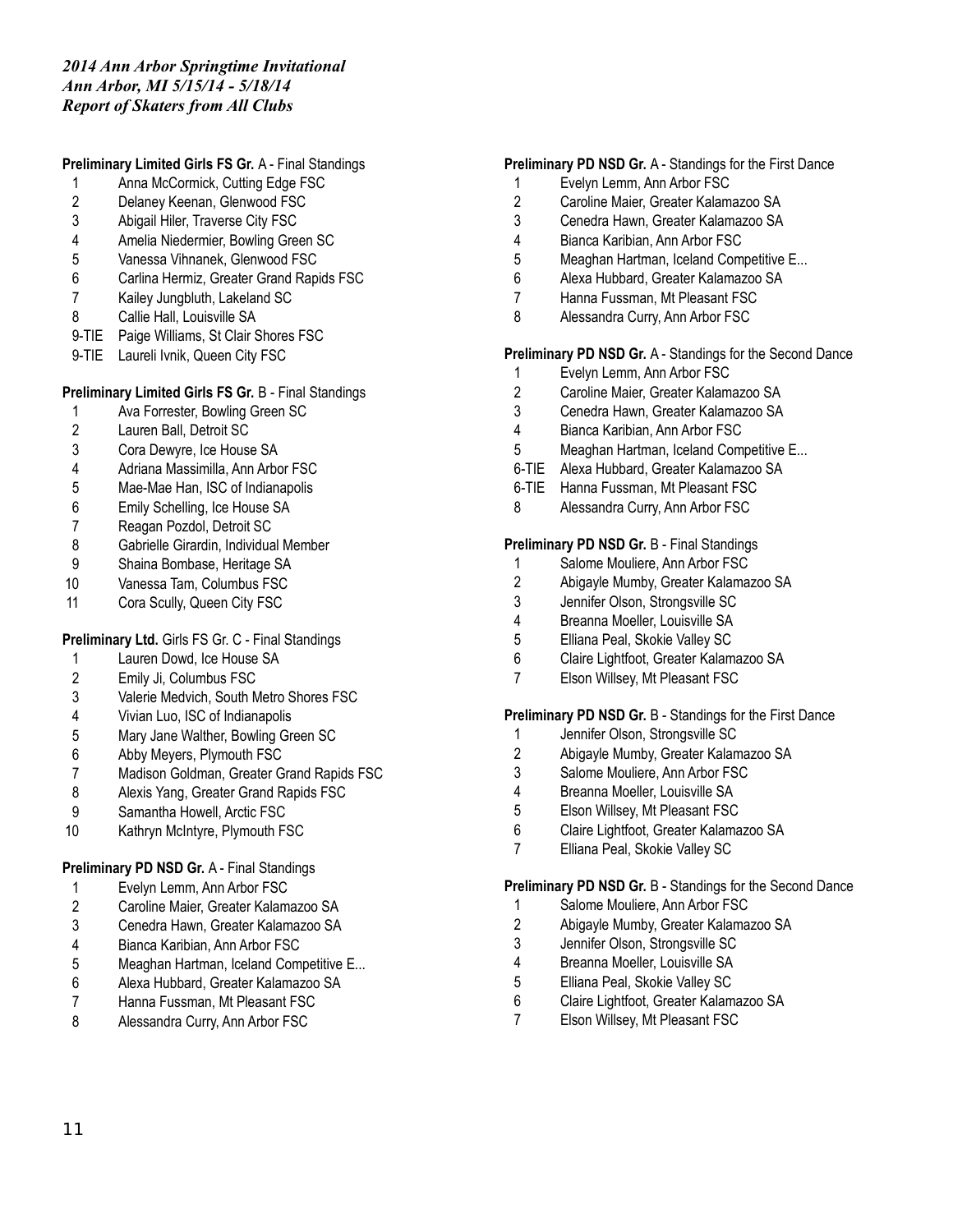*2014 Ann Arbor Springtime Invitational*
*Ann Arbor, MI 5/15/14 - 5/18/14*
*Report of Skaters from All Clubs*

**Preliminary Limited Girls FS Gr.** A - Final Standings

1 Anna McCormick, Cutting Edge FSC
2 Delaney Keenan, Glenwood FSC
3 Abigail Hiler, Traverse City FSC
4 Amelia Niedermier, Bowling Green SC
5 Vanessa Vihnanek, Glenwood FSC
6 Carlina Hermiz, Greater Grand Rapids FSC
7 Kailey Jungbluth, Lakeland SC
8 Callie Hall, Louisville SA
9-TIE Paige Williams, St Clair Shores FSC
9-TIE Laureli Ivnik, Queen City FSC

**Preliminary Limited Girls FS Gr.** B - Final Standings

1 Ava Forrester, Bowling Green SC
2 Lauren Ball, Detroit SC
3 Cora Dewyre, Ice House SA
4 Adriana Massimilla, Ann Arbor FSC
5 Mae-Mae Han, ISC of Indianapolis
6 Emily Schelling, Ice House SA
7 Reagan Pozdol, Detroit SC
8 Gabrielle Girardin, Individual Member
9 Shaina Bombase, Heritage SA
10 Vanessa Tam, Columbus FSC
11 Cora Scully, Queen City FSC

**Preliminary Ltd.** Girls FS Gr. C - Final Standings

1 Lauren Dowd, Ice House SA
2 Emily Ji, Columbus FSC
3 Valerie Medvich, South Metro Shores FSC
4 Vivian Luo, ISC of Indianapolis
5 Mary Jane Walther, Bowling Green SC
6 Abby Meyers, Plymouth FSC
7 Madison Goldman, Greater Grand Rapids FSC
8 Alexis Yang, Greater Grand Rapids FSC
9 Samantha Howell, Arctic FSC
10 Kathryn McIntyre, Plymouth FSC

**Preliminary PD NSD Gr.** A - Final Standings

1 Evelyn Lemm, Ann Arbor FSC
2 Caroline Maier, Greater Kalamazoo SA
3 Cenedra Hawn, Greater Kalamazoo SA
4 Bianca Karibian, Ann Arbor FSC
5 Meaghan Hartman, Iceland Competitive E...
6 Alexa Hubbard, Greater Kalamazoo SA
7 Hanna Fussman, Mt Pleasant FSC
8 Alessandra Curry, Ann Arbor FSC

**Preliminary PD NSD Gr.** A - Standings for the First Dance

1 Evelyn Lemm, Ann Arbor FSC
2 Caroline Maier, Greater Kalamazoo SA
3 Cenedra Hawn, Greater Kalamazoo SA
4 Bianca Karibian, Ann Arbor FSC
5 Meaghan Hartman, Iceland Competitive E...
6 Alexa Hubbard, Greater Kalamazoo SA
7 Hanna Fussman, Mt Pleasant FSC
8 Alessandra Curry, Ann Arbor FSC

**Preliminary PD NSD Gr.** A - Standings for the Second Dance

1 Evelyn Lemm, Ann Arbor FSC
2 Caroline Maier, Greater Kalamazoo SA
3 Cenedra Hawn, Greater Kalamazoo SA
4 Bianca Karibian, Ann Arbor FSC
5 Meaghan Hartman, Iceland Competitive E...
6-TIE Alexa Hubbard, Greater Kalamazoo SA
6-TIE Hanna Fussman, Mt Pleasant FSC
8 Alessandra Curry, Ann Arbor FSC

**Preliminary PD NSD Gr.** B - Final Standings

1 Salome Mouliere, Ann Arbor FSC
2 Abigayle Mumby, Greater Kalamazoo SA
3 Jennifer Olson, Strongsville SC
4 Breanna Moeller, Louisville SA
5 Elliana Peal, Skokie Valley SC
6 Claire Lightfoot, Greater Kalamazoo SA
7 Elson Willsey, Mt Pleasant FSC

**Preliminary PD NSD Gr.** B - Standings for the First Dance

1 Jennifer Olson, Strongsville SC
2 Abigayle Mumby, Greater Kalamazoo SA
3 Salome Mouliere, Ann Arbor FSC
4 Breanna Moeller, Louisville SA
5 Elson Willsey, Mt Pleasant FSC
6 Claire Lightfoot, Greater Kalamazoo SA
7 Elliana Peal, Skokie Valley SC

**Preliminary PD NSD Gr.** B - Standings for the Second Dance

1 Salome Mouliere, Ann Arbor FSC
2 Abigayle Mumby, Greater Kalamazoo SA
3 Jennifer Olson, Strongsville SC
4 Breanna Moeller, Louisville SA
5 Elliana Peal, Skokie Valley SC
6 Claire Lightfoot, Greater Kalamazoo SA
7 Elson Willsey, Mt Pleasant FSC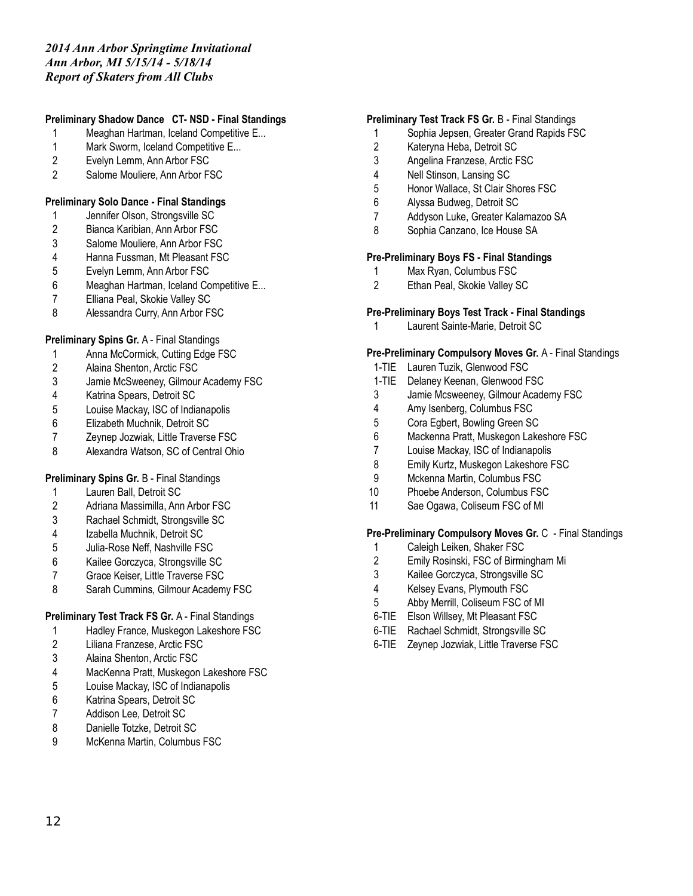*2014 Ann Arbor Springtime Invitational*
*Ann Arbor, MI 5/15/14 - 5/18/14*
*Report of Skaters from All Clubs*

**Preliminary Shadow Dance CT- NSD - Final Standings**

1 Meaghan Hartman, Iceland Competitive E...
1 Mark Sworm, Iceland Competitive E...
2 Evelyn Lemm, Ann Arbor FSC
2 Salome Mouliere, Ann Arbor FSC

**Preliminary Solo Dance - Final Standings**

1 Jennifer Olson, Strongsville SC
2 Bianca Karibian, Ann Arbor FSC
3 Salome Mouliere, Ann Arbor FSC
4 Hanna Fussman, Mt Pleasant FSC
5 Evelyn Lemm, Ann Arbor FSC
6 Meaghan Hartman, Iceland Competitive E...
7 Elliana Peal, Skokie Valley SC
8 Alessandra Curry, Ann Arbor FSC

**Preliminary Spins Gr.** A - Final Standings

1 Anna McCormick, Cutting Edge FSC
2 Alaina Shenton, Arctic FSC
3 Jamie McSweeney, Gilmour Academy FSC
4 Katrina Spears, Detroit SC
5 Louise Mackay, ISC of Indianapolis
6 Elizabeth Muchnik, Detroit SC
7 Zeynep Jozwiak, Little Traverse FSC
8 Alexandra Watson, SC of Central Ohio

**Preliminary Spins Gr.** B - Final Standings

1 Lauren Ball, Detroit SC
2 Adriana Massimilla, Ann Arbor FSC
3 Rachael Schmidt, Strongsville SC
4 Izabella Muchnik, Detroit SC
5 Julia-Rose Neff, Nashville FSC
6 Kailee Gorczyca, Strongsville SC
7 Grace Keiser, Little Traverse FSC
8 Sarah Cummins, Gilmour Academy FSC

**Preliminary Test Track FS Gr.** A - Final Standings

1 Hadley France, Muskegon Lakeshore FSC
2 Liliana Franzese, Arctic FSC
3 Alaina Shenton, Arctic FSC
4 MacKenna Pratt, Muskegon Lakeshore FSC
5 Louise Mackay, ISC of Indianapolis
6 Katrina Spears, Detroit SC
7 Addison Lee, Detroit SC
8 Danielle Totzke, Detroit SC
9 McKenna Martin, Columbus FSC

**Preliminary Test Track FS Gr.** B - Final Standings

1 Sophia Jepsen, Greater Grand Rapids FSC
2 Kateryna Heba, Detroit SC
3 Angelina Franzese, Arctic FSC
4 Nell Stinson, Lansing SC
5 Honor Wallace, St Clair Shores FSC
6 Alyssa Budweg, Detroit SC
7 Addyson Luke, Greater Kalamazoo SA
8 Sophia Canzano, Ice House SA

**Pre-Preliminary Boys FS - Final Standings**

1 Max Ryan, Columbus FSC
2 Ethan Peal, Skokie Valley SC

**Pre-Preliminary Boys Test Track - Final Standings**

1 Laurent Sainte-Marie, Detroit SC

**Pre-Preliminary Compulsory Moves Gr.** A - Final Standings

1-TIE Lauren Tuzik, Glenwood FSC
1-TIE Delaney Keenan, Glenwood FSC
3 Jamie Mcsweeney, Gilmour Academy FSC
4 Amy Isenberg, Columbus FSC
5 Cora Egbert, Bowling Green SC
6 Mackenna Pratt, Muskegon Lakeshore FSC
7 Louise Mackay, ISC of Indianapolis
8 Emily Kurtz, Muskegon Lakeshore FSC
9 Mckenna Martin, Columbus FSC
10 Phoebe Anderson, Columbus FSC
11 Sae Ogawa, Coliseum FSC of MI

**Pre-Preliminary Compulsory Moves Gr.** C - Final Standings

1 Caleigh Leiken, Shaker FSC
2 Emily Rosinski, FSC of Birmingham Mi
3 Kailee Gorczyca, Strongsville SC
4 Kelsey Evans, Plymouth FSC
5 Abby Merrill, Coliseum FSC of MI
6-TIE Elson Willsey, Mt Pleasant FSC
6-TIE Rachael Schmidt, Strongsville SC
6-TIE Zeynep Jozwiak, Little Traverse FSC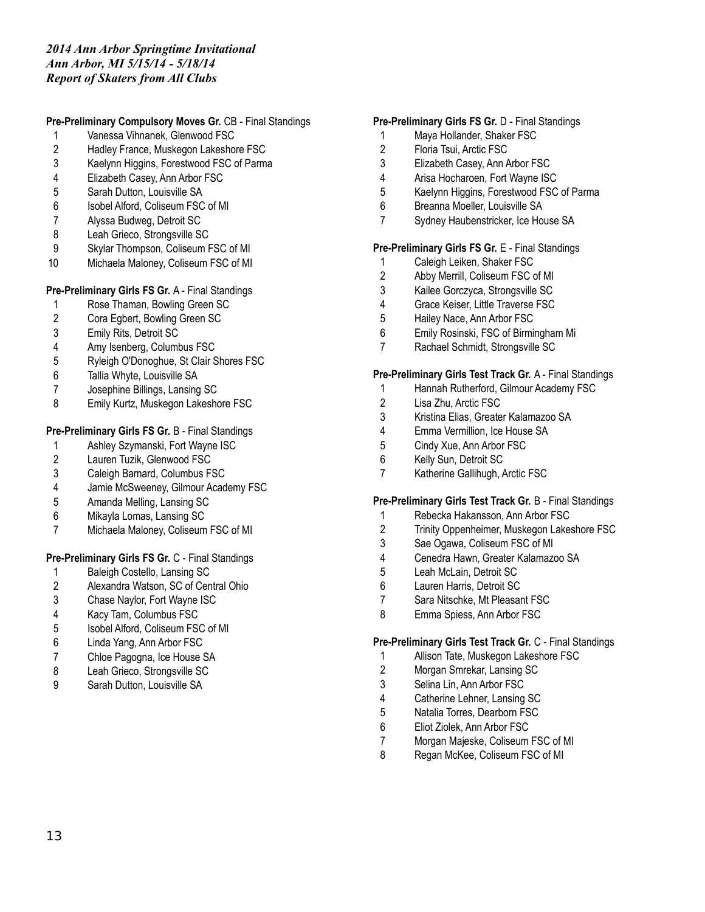*2014 Ann Arbor Springtime Invitational*
*Ann Arbor, MI 5/15/14 - 5/18/14*
*Report of Skaters from All Clubs*

**Pre-Preliminary Compulsory Moves Gr.** CB - Final Standings

1. Vanessa Vihnanek, Glenwood FSC
2. Hadley France, Muskegon Lakeshore FSC
3. Kaelynn Higgins, Forestwood FSC of Parma
4. Elizabeth Casey, Ann Arbor FSC
5. Sarah Dutton, Louisville SA
6. Isobel Alford, Coliseum FSC of MI
7. Alyssa Budweg, Detroit SC
8. Leah Grieco, Strongsville SC
9. Skylar Thompson, Coliseum FSC of MI
10. Michaela Maloney, Coliseum FSC of MI

**Pre-Preliminary Girls FS Gr.** A - Final Standings

1. Rose Thaman, Bowling Green SC
2. Cora Egbert, Bowling Green SC
3. Emily Rits, Detroit SC
4. Amy Isenberg, Columbus FSC
5. Ryleigh O'Donoghue, St Clair Shores FSC
6. Tallia Whyte, Louisville SA
7. Josephine Billings, Lansing SC
8. Emily Kurtz, Muskegon Lakeshore FSC

**Pre-Preliminary Girls FS Gr.** B - Final Standings

1. Ashley Szymanski, Fort Wayne ISC
2. Lauren Tuzik, Glenwood FSC
3. Caleigh Barnard, Columbus FSC
4. Jamie McSweeney, Gilmour Academy FSC
5. Amanda Melling, Lansing SC
6. Mikayla Lomas, Lansing SC
7. Michaela Maloney, Coliseum FSC of MI

**Pre-Preliminary Girls FS Gr.** C - Final Standings

1. Baleigh Costello, Lansing SC
2. Alexandra Watson, SC of Central Ohio
3. Chase Naylor, Fort Wayne ISC
4. Kacy Tam, Columbus FSC
5. Isobel Alford, Coliseum FSC of MI
6. Linda Yang, Ann Arbor FSC
7. Chloe Pagogna, Ice House SA
8. Leah Grieco, Strongsville SC
9. Sarah Dutton, Louisville SA

**Pre-Preliminary Girls FS Gr.** D - Final Standings

1. Maya Hollander, Shaker FSC
2. Floria Tsui, Arctic FSC
3. Elizabeth Casey, Ann Arbor FSC
4. Arisa Hocharoen, Fort Wayne ISC
5. Kaelynn Higgins, Forestwood FSC of Parma
6. Breanna Moeller, Louisville SA
7. Sydney Haubenstricker, Ice House SA

**Pre-Preliminary Girls FS Gr.** E - Final Standings

1. Caleigh Leiken, Shaker FSC
2. Abby Merrill, Coliseum FSC of MI
3. Kailee Gorczyca, Strongsville SC
4. Grace Keiser, Little Traverse FSC
5. Hailey Nace, Ann Arbor FSC
6. Emily Rosinski, FSC of Birmingham Mi
7. Rachael Schmidt, Strongsville SC

**Pre-Preliminary Girls Test Track Gr.** A - Final Standings

1. Hannah Rutherford, Gilmour Academy FSC
2. Lisa Zhu, Arctic FSC
3. Kristina Elias, Greater Kalamazoo SA
4. Emma Vermillion, Ice House SA
5. Cindy Xue, Ann Arbor FSC
6. Kelly Sun, Detroit SC
7. Katherine Gallihugh, Arctic FSC

**Pre-Preliminary Girls Test Track Gr.** B - Final Standings

1. Rebecka Hakansson, Ann Arbor FSC
2. Trinity Oppenheimer, Muskegon Lakeshore FSC
3. Sae Ogawa, Coliseum FSC of MI
4. Cenedra Hawn, Greater Kalamazoo SA
5. Leah McLain, Detroit SC
6. Lauren Harris, Detroit SC
7. Sara Nitschke, Mt Pleasant FSC
8. Emma Spiess, Ann Arbor FSC

**Pre-Preliminary Girls Test Track Gr.** C - Final Standings

1. Allison Tate, Muskegon Lakeshore FSC
2. Morgan Smrekar, Lansing SC
3. Selina Lin, Ann Arbor FSC
4. Catherine Lehner, Lansing SC
5. Natalia Torres, Dearborn FSC
6. Eliot Ziolek, Ann Arbor FSC
7. Morgan Majeske, Coliseum FSC of MI
8. Regan McKee, Coliseum FSC of MI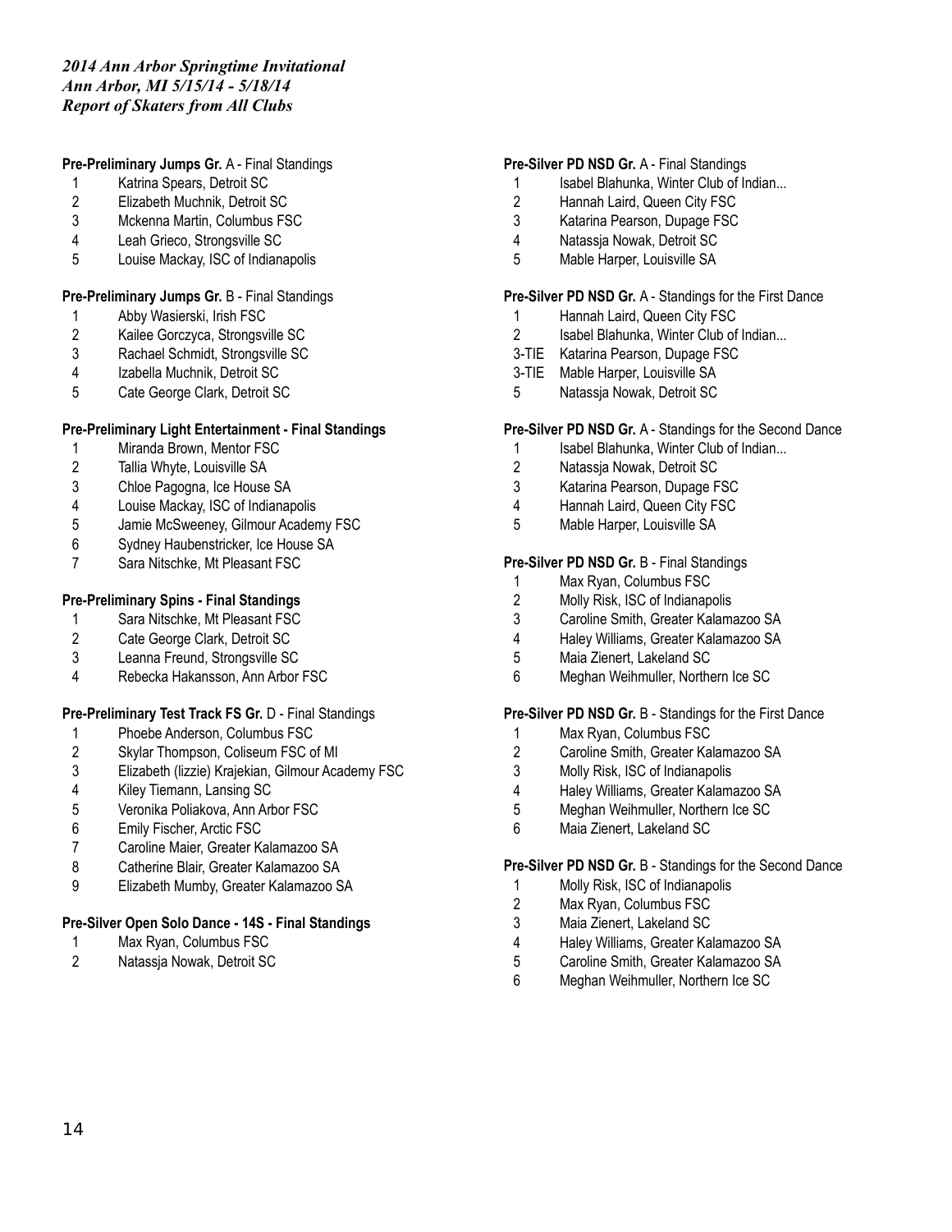*2014 Ann Arbor Springtime Invitational*
*Ann Arbor, MI 5/15/14 - 5/18/14*
*Report of Skaters from All Clubs*

**Pre-Preliminary Jumps Gr.** A - Final Standings

1 Katrina Spears, Detroit SC
2 Elizabeth Muchnik, Detroit SC
3 Mckenna Martin, Columbus FSC
4 Leah Grieco, Strongsville SC
5 Louise Mackay, ISC of Indianapolis

**Pre-Preliminary Jumps Gr.** B - Final Standings

1 Abby Wasierski, Irish FSC
2 Kailee Gorczyca, Strongsville SC
3 Rachael Schmidt, Strongsville SC
4 Izabella Muchnik, Detroit SC
5 Cate George Clark, Detroit SC

**Pre-Preliminary Light Entertainment - Final Standings**

1 Miranda Brown, Mentor FSC
2 Tallia Whyte, Louisville SA
3 Chloe Pagogna, Ice House SA
4 Louise Mackay, ISC of Indianapolis
5 Jamie McSweeney, Gilmour Academy FSC
6 Sydney Haubenstricker, Ice House SA
7 Sara Nitschke, Mt Pleasant FSC

**Pre-Preliminary Spins - Final Standings**

1 Sara Nitschke, Mt Pleasant FSC
2 Cate George Clark, Detroit SC
3 Leanna Freund, Strongsville SC
4 Rebecka Hakansson, Ann Arbor FSC

**Pre-Preliminary Test Track FS Gr.** D - Final Standings

1 Phoebe Anderson, Columbus FSC
2 Skylar Thompson, Coliseum FSC of MI
3 Elizabeth (lizzie) Krajekian, Gilmour Academy FSC
4 Kiley Tiemann, Lansing SC
5 Veronika Poliakova, Ann Arbor FSC
6 Emily Fischer, Arctic FSC
7 Caroline Maier, Greater Kalamazoo SA
8 Catherine Blair, Greater Kalamazoo SA
9 Elizabeth Mumby, Greater Kalamazoo SA

**Pre-Silver Open Solo Dance - 14S - Final Standings**

1 Max Ryan, Columbus FSC
2 Natassja Nowak, Detroit SC

**Pre-Silver PD NSD Gr.** A - Final Standings

1 Isabel Blahunka, Winter Club of Indian...
2 Hannah Laird, Queen City FSC
3 Katarina Pearson, Dupage FSC
4 Natassja Nowak, Detroit SC
5 Mable Harper, Louisville SA

**Pre-Silver PD NSD Gr.** A - Standings for the First Dance

1 Hannah Laird, Queen City FSC
2 Isabel Blahunka, Winter Club of Indian...
3-TIE Katarina Pearson, Dupage FSC
3-TIE Mable Harper, Louisville SA
5 Natassja Nowak, Detroit SC

**Pre-Silver PD NSD Gr.** A - Standings for the Second Dance

1 Isabel Blahunka, Winter Club of Indian...
2 Natassja Nowak, Detroit SC
3 Katarina Pearson, Dupage FSC
4 Hannah Laird, Queen City FSC
5 Mable Harper, Louisville SA

**Pre-Silver PD NSD Gr.** B - Final Standings

1 Max Ryan, Columbus FSC
2 Molly Risk, ISC of Indianapolis
3 Caroline Smith, Greater Kalamazoo SA
4 Haley Williams, Greater Kalamazoo SA
5 Maia Zienert, Lakeland SC
6 Meghan Weihmuller, Northern Ice SC

**Pre-Silver PD NSD Gr.** B - Standings for the First Dance

1 Max Ryan, Columbus FSC
2 Caroline Smith, Greater Kalamazoo SA
3 Molly Risk, ISC of Indianapolis
4 Haley Williams, Greater Kalamazoo SA
5 Meghan Weihmuller, Northern Ice SC
6 Maia Zienert, Lakeland SC

**Pre-Silver PD NSD Gr.** B - Standings for the Second Dance

1 Molly Risk, ISC of Indianapolis
2 Max Ryan, Columbus FSC
3 Maia Zienert, Lakeland SC
4 Haley Williams, Greater Kalamazoo SA
5 Caroline Smith, Greater Kalamazoo SA
6 Meghan Weihmuller, Northern Ice SC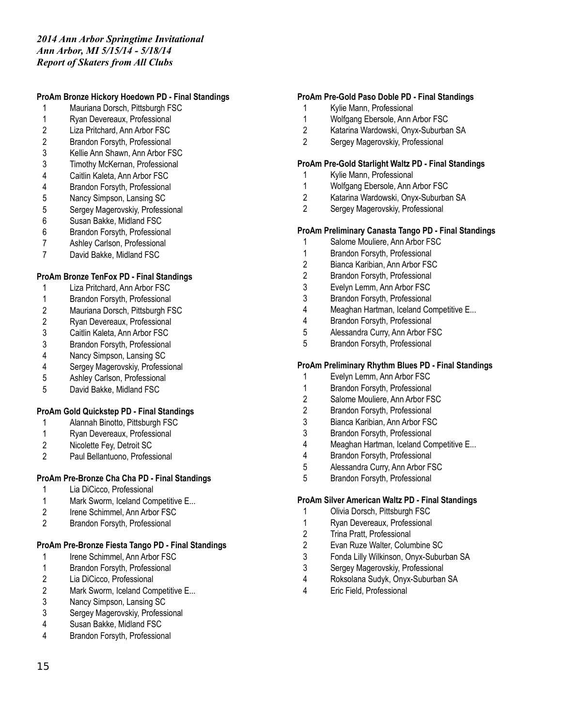*2014 Ann Arbor Springtime Invitational*
*Ann Arbor, MI 5/15/14 - 5/18/14*
*Report of Skaters from All Clubs*

**ProAm Bronze Hickory Hoedown PD - Final Standings**

1 Mauriana Dorsch, Pittsburgh FSC
1 Ryan Devereaux, Professional
2 Liza Pritchard, Ann Arbor FSC
2 Brandon Forsyth, Professional
3 Kellie Ann Shawn, Ann Arbor FSC
3 Timothy McKernan, Professional
4 Caitlin Kaleta, Ann Arbor FSC
4 Brandon Forsyth, Professional
5 Nancy Simpson, Lansing SC
5 Sergey Magerovskiy, Professional
6 Susan Bakke, Midland FSC
6 Brandon Forsyth, Professional
7 Ashley Carlson, Professional
7 David Bakke, Midland FSC

**ProAm Bronze TenFox PD - Final Standings**

1 Liza Pritchard, Ann Arbor FSC
1 Brandon Forsyth, Professional
2 Mauriana Dorsch, Pittsburgh FSC
2 Ryan Devereaux, Professional
3 Caitlin Kaleta, Ann Arbor FSC
3 Brandon Forsyth, Professional
4 Nancy Simpson, Lansing SC
4 Sergey Magerovskiy, Professional
5 Ashley Carlson, Professional
5 David Bakke, Midland FSC

**ProAm Gold Quickstep PD - Final Standings**

1 Alannah Binotto, Pittsburgh FSC
1 Ryan Devereaux, Professional
2 Nicolette Fey, Detroit SC
2 Paul Bellantuono, Professional

**ProAm Pre-Bronze Cha Cha PD - Final Standings**

1 Lia DiCicco, Professional
1 Mark Sworm, Iceland Competitive E...
2 Irene Schimmel, Ann Arbor FSC
2 Brandon Forsyth, Professional

**ProAm Pre-Bronze Fiesta Tango PD - Final Standings**

1 Irene Schimmel, Ann Arbor FSC
1 Brandon Forsyth, Professional
2 Lia DiCicco, Professional
2 Mark Sworm, Iceland Competitive E...
3 Nancy Simpson, Lansing SC
3 Sergey Magerovskiy, Professional
4 Susan Bakke, Midland FSC
4 Brandon Forsyth, Professional

**ProAm Pre-Gold Paso Doble PD - Final Standings**

1 Kylie Mann, Professional
1 Wolfgang Ebersole, Ann Arbor FSC
2 Katarina Wardowski, Onyx-Suburban SA
2 Sergey Magerovskiy, Professional

**ProAm Pre-Gold Starlight Waltz PD - Final Standings**

1 Kylie Mann, Professional
1 Wolfgang Ebersole, Ann Arbor FSC
2 Katarina Wardowski, Onyx-Suburban SA
2 Sergey Magerovskiy, Professional

**ProAm Preliminary Canasta Tango PD - Final Standings**

1 Salome Mouliere, Ann Arbor FSC
1 Brandon Forsyth, Professional
2 Bianca Karibian, Ann Arbor FSC
2 Brandon Forsyth, Professional
3 Evelyn Lemm, Ann Arbor FSC
3 Brandon Forsyth, Professional
4 Meaghan Hartman, Iceland Competitive E...
4 Brandon Forsyth, Professional
5 Alessandra Curry, Ann Arbor FSC
5 Brandon Forsyth, Professional

**ProAm Preliminary Rhythm Blues PD - Final Standings**

1 Evelyn Lemm, Ann Arbor FSC
1 Brandon Forsyth, Professional
2 Salome Mouliere, Ann Arbor FSC
2 Brandon Forsyth, Professional
3 Bianca Karibian, Ann Arbor FSC
3 Brandon Forsyth, Professional
4 Meaghan Hartman, Iceland Competitive E...
4 Brandon Forsyth, Professional
5 Alessandra Curry, Ann Arbor FSC
5 Brandon Forsyth, Professional

**ProAm Silver American Waltz PD - Final Standings**

1 Olivia Dorsch, Pittsburgh FSC
1 Ryan Devereaux, Professional
2 Trina Pratt, Professional
2 Evan Ruze Walter, Columbine SC
3 Fonda Lilly Wilkinson, Onyx-Suburban SA
3 Sergey Magerovskiy, Professional
4 Roksolana Sudyk, Onyx-Suburban SA
4 Eric Field, Professional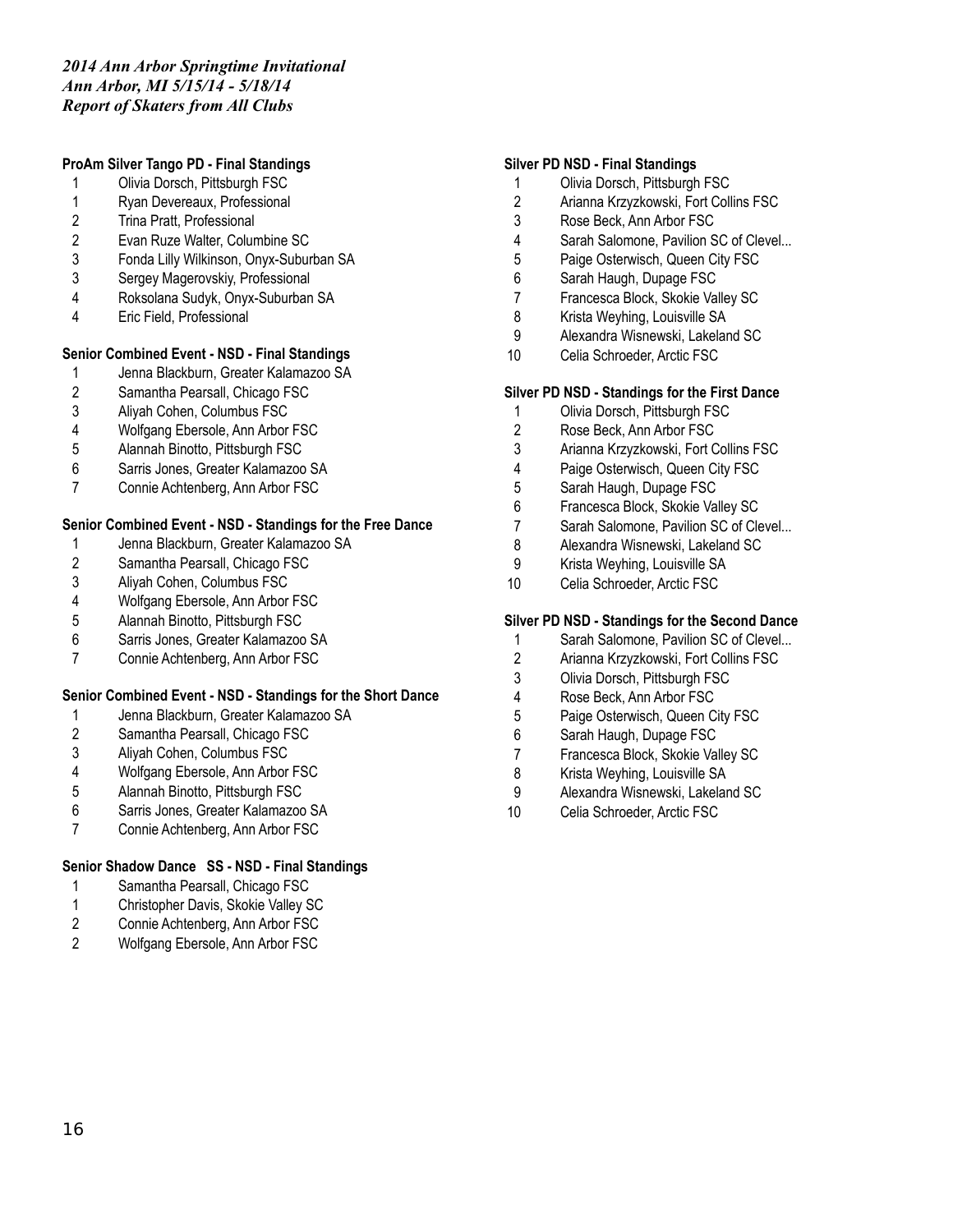*2014 Ann Arbor Springtime Invitational*
*Ann Arbor, MI 5/15/14 - 5/18/14*
*Report of Skaters from All Clubs*

**ProAm Silver Tango PD - Final Standings**

1 Olivia Dorsch, Pittsburgh FSC
1 Ryan Devereaux, Professional
2 Trina Pratt, Professional
2 Evan Ruze Walter, Columbine SC
3 Fonda Lilly Wilkinson, Onyx-Suburban SA
3 Sergey Magerovskiy, Professional
4 Roksolana Sudyk, Onyx-Suburban SA
4 Eric Field, Professional

**Senior Combined Event - NSD - Final Standings**

1 Jenna Blackburn, Greater Kalamazoo SA
2 Samantha Pearsall, Chicago FSC
3 Aliyah Cohen, Columbus FSC
4 Wolfgang Ebersole, Ann Arbor FSC
5 Alannah Binotto, Pittsburgh FSC
6 Sarris Jones, Greater Kalamazoo SA
7 Connie Achtenberg, Ann Arbor FSC

**Senior Combined Event - NSD - Standings for the Free Dance**

1 Jenna Blackburn, Greater Kalamazoo SA
2 Samantha Pearsall, Chicago FSC
3 Aliyah Cohen, Columbus FSC
4 Wolfgang Ebersole, Ann Arbor FSC
5 Alannah Binotto, Pittsburgh FSC
6 Sarris Jones, Greater Kalamazoo SA
7 Connie Achtenberg, Ann Arbor FSC

**Senior Combined Event - NSD - Standings for the Short Dance**

1 Jenna Blackburn, Greater Kalamazoo SA
2 Samantha Pearsall, Chicago FSC
3 Aliyah Cohen, Columbus FSC
4 Wolfgang Ebersole, Ann Arbor FSC
5 Alannah Binotto, Pittsburgh FSC
6 Sarris Jones, Greater Kalamazoo SA
7 Connie Achtenberg, Ann Arbor FSC

**Senior Shadow Dance SS - NSD - Final Standings**

1 Samantha Pearsall, Chicago FSC
1 Christopher Davis, Skokie Valley SC
2 Connie Achtenberg, Ann Arbor FSC
2 Wolfgang Ebersole, Ann Arbor FSC

**Silver PD NSD - Final Standings**

1 Olivia Dorsch, Pittsburgh FSC
2 Arianna Krzyzkowski, Fort Collins FSC
3 Rose Beck, Ann Arbor FSC
4 Sarah Salomone, Pavilion SC of Clevel...
5 Paige Osterwisch, Queen City FSC
6 Sarah Haugh, Dupage FSC
7 Francesca Block, Skokie Valley SC
8 Krista Weyhing, Louisville SA
9 Alexandra Wisnewski, Lakeland SC
10 Celia Schroeder, Arctic FSC

**Silver PD NSD - Standings for the First Dance**

1 Olivia Dorsch, Pittsburgh FSC
2 Rose Beck, Ann Arbor FSC
3 Arianna Krzyzkowski, Fort Collins FSC
4 Paige Osterwisch, Queen City FSC
5 Sarah Haugh, Dupage FSC
6 Francesca Block, Skokie Valley SC
7 Sarah Salomone, Pavilion SC of Clevel...
8 Alexandra Wisnewski, Lakeland SC
9 Krista Weyhing, Louisville SA
10 Celia Schroeder, Arctic FSC

**Silver PD NSD - Standings for the Second Dance**

1 Sarah Salomone, Pavilion SC of Clevel...
2 Arianna Krzyzkowski, Fort Collins FSC
3 Olivia Dorsch, Pittsburgh FSC
4 Rose Beck, Ann Arbor FSC
5 Paige Osterwisch, Queen City FSC
6 Sarah Haugh, Dupage FSC
7 Francesca Block, Skokie Valley SC
8 Krista Weyhing, Louisville SA
9 Alexandra Wisnewski, Lakeland SC
10 Celia Schroeder, Arctic FSC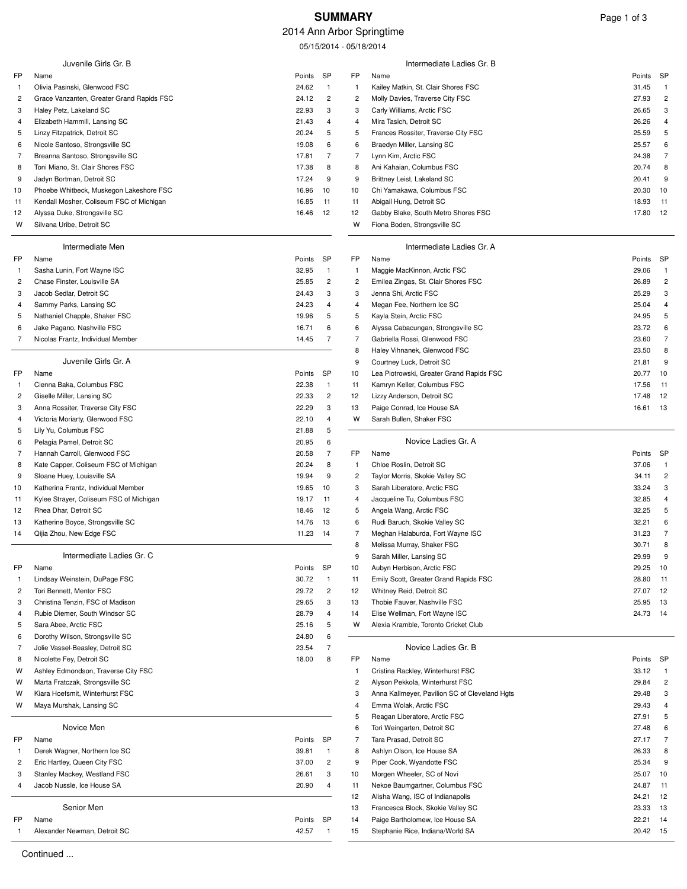# SUMMARY

2014 Ann Arbor Springtime

05/15/2014 - 05/18/2014

### Juvenile Girls Gr. B

| FP | Name | Points | SP |
|---|---|---|---|
| 1 | Olivia Pasinski, Glenwood FSC | 24.62 | 1 |
| 2 | Grace Vanzanten, Greater Grand Rapids FSC | 24.12 | 2 |
| 3 | Haley Petz, Lakeland SC | 22.93 | 3 |
| 4 | Elizabeth Hammill, Lansing SC | 21.43 | 4 |
| 5 | Linzy Fitzpatrick, Detroit SC | 20.24 | 5 |
| 6 | Nicole Santoso, Strongsville SC | 19.08 | 6 |
| 7 | Breanna Santoso, Strongsville SC | 17.81 | 7 |
| 8 | Toni Miano, St. Clair Shores FSC | 17.38 | 8 |
| 9 | Jadyn Bortman, Detroit SC | 17.24 | 9 |
| 10 | Phoebe Whitbeck, Muskegon Lakeshore FSC | 16.96 | 10 |
| 11 | Kendall Mosher, Coliseum FSC of Michigan | 16.85 | 11 |
| 12 | Alyssa Duke, Strongsville SC | 16.46 | 12 |
| W | Silvana Uribe, Detroit SC | | |

### Intermediate Men

| FP | Name | Points | SP |
|---|---|---|---|
| 1 | Sasha Lunin, Fort Wayne ISC | 32.95 | 1 |
| 2 | Chase Finster, Louisville SA | 25.85 | 2 |
| 3 | Jacob Sedlar, Detroit SC | 24.43 | 3 |
| 4 | Sammy Parks, Lansing SC | 24.23 | 4 |
| 5 | Nathaniel Chapple, Shaker FSC | 19.96 | 5 |
| 6 | Jake Pagano, Nashville FSC | 16.71 | 6 |
| 7 | Nicolas Frantz, Individual Member | 14.45 | 7 |

### Juvenile Girls Gr. A

| FP | Name | Points | SP |
|---|---|---|---|
| 1 | Cienna Baka, Columbus FSC | 22.38 | 1 |
| 2 | Giselle Miller, Lansing SC | 22.33 | 2 |
| 3 | Anna Rossiter, Traverse City FSC | 22.29 | 3 |
| 4 | Victoria Moriarty, Glenwood FSC | 22.10 | 4 |
| 5 | Lily Yu, Columbus FSC | 21.88 | 5 |
| 6 | Pelagia Pamel, Detroit SC | 20.95 | 6 |
| 7 | Hannah Carroll, Glenwood FSC | 20.58 | 7 |
| 8 | Kate Capper, Coliseum FSC of Michigan | 20.24 | 8 |
| 9 | Sloane Huey, Louisville SA | 19.94 | 9 |
| 10 | Katherina Frantz, Individual Member | 19.65 | 10 |
| 11 | Kylee Strayer, Coliseum FSC of Michigan | 19.17 | 11 |
| 12 | Rhea Dhar, Detroit SC | 18.46 | 12 |
| 13 | Katherine Boyce, Strongsville SC | 14.76 | 13 |
| 14 | Qijia Zhou, New Edge FSC | 11.23 | 14 |

### Intermediate Ladies Gr. C

| FP | Name | Points | SP |
|---|---|---|---|
| 1 | Lindsay Weinstein, DuPage FSC | 30.72 | 1 |
| 2 | Tori Bennett, Mentor FSC | 29.72 | 2 |
| 3 | Christina Tenzin, FSC of Madison | 29.65 | 3 |
| 4 | Rubie Diemer, South Windsor SC | 28.79 | 4 |
| 5 | Sara Abee, Arctic FSC | 25.16 | 5 |
| 6 | Dorothy Wilson, Strongsville SC | 24.80 | 6 |
| 7 | Jolie Vassel-Beasley, Detroit SC | 23.54 | 7 |
| 8 | Nicolette Fey, Detroit SC | 18.00 | 8 |
| W | Ashley Edmondson, Traverse City FSC | | |
| W | Marta Fratczak, Strongsville SC | | |
| W | Kiara Hoefsmit, Winterhurst FSC | | |
| W | Maya Murshak, Lansing SC | | |

### Novice Men

| FP | Name | Points | SP |
|---|---|---|---|
| 1 | Derek Wagner, Northern Ice SC | 39.81 | 1 |
| 2 | Eric Hartley, Queen City FSC | 37.00 | 2 |
| 3 | Stanley Mackey, Westland FSC | 26.61 | 3 |
| 4 | Jacob Nussle, Ice House SA | 20.90 | 4 |

### Senior Men

| FP | Name | Points | SP |
|---|---|---|---|
| 1 | Alexander Newman, Detroit SC | 42.57 | 1 |

### Intermediate Ladies Gr. B

| FP | Name | Points | SP |
|---|---|---|---|
| 1 | Kailey Matkin, St. Clair Shores FSC | 31.45 | 1 |
| 2 | Molly Davies, Traverse City FSC | 27.93 | 2 |
| 3 | Carly Williams, Arctic FSC | 26.65 | 3 |
| 4 | Mira Tasich, Detroit SC | 26.26 | 4 |
| 5 | Frances Rossiter, Traverse City FSC | 25.59 | 5 |
| 6 | Braedyn Miller, Lansing SC | 25.57 | 6 |
| 7 | Lynn Kim, Arctic FSC | 24.38 | 7 |
| 8 | Ani Kahaian, Columbus FSC | 20.74 | 8 |
| 9 | Brittney Leist, Lakeland SC | 20.41 | 9 |
| 10 | Chi Yamakawa, Columbus FSC | 20.30 | 10 |
| 11 | Abigail Hung, Detroit SC | 18.93 | 11 |
| 12 | Gabby Blake, South Metro Shores FSC | 17.80 | 12 |
| W | Fiona Boden, Strongsville SC | | |

### Intermediate Ladies Gr. A

| FP | Name | Points | SP |
|---|---|---|---|
| 1 | Maggie MacKinnon, Arctic FSC | 29.06 | 1 |
| 2 | Emilea Zingas, St. Clair Shores FSC | 26.89 | 2 |
| 3 | Jenna Shi, Arctic FSC | 25.29 | 3 |
| 4 | Megan Fee, Northern Ice SC | 25.04 | 4 |
| 5 | Kayla Stein, Arctic FSC | 24.95 | 5 |
| 6 | Alyssa Cabacungan, Strongsville SC | 23.72 | 6 |
| 7 | Gabriella Rossi, Glenwood FSC | 23.60 | 7 |
| 8 | Haley Vihnanek, Glenwood FSC | 23.50 | 8 |
| 9 | Courtney Luck, Detroit SC | 21.81 | 9 |
| 10 | Lea Piotrowski, Greater Grand Rapids FSC | 20.77 | 10 |
| 11 | Kamryn Keller, Columbus FSC | 17.56 | 11 |
| 12 | Lizzy Anderson, Detroit SC | 17.48 | 12 |
| 13 | Paige Conrad, Ice House SA | 16.61 | 13 |
| W | Sarah Bullen, Shaker FSC | | |

### Novice Ladies Gr. A

| FP | Name | Points | SP |
|---|---|---|---|
| 1 | Chloe Roslin, Detroit SC | 37.06 | 1 |
| 2 | Taylor Morris, Skokie Valley SC | 34.11 | 2 |
| 3 | Sarah Liberatore, Arctic FSC | 33.24 | 3 |
| 4 | Jacqueline Tu, Columbus FSC | 32.85 | 4 |
| 5 | Angela Wang, Arctic FSC | 32.25 | 5 |
| 6 | Rudi Baruch, Skokie Valley SC | 32.21 | 6 |
| 7 | Meghan Halaburda, Fort Wayne ISC | 31.23 | 7 |
| 8 | Melissa Murray, Shaker FSC | 30.71 | 8 |
| 9 | Sarah Miller, Lansing SC | 29.99 | 9 |
| 10 | Aubyn Herbison, Arctic FSC | 29.25 | 10 |
| 11 | Emily Scott, Greater Grand Rapids FSC | 28.80 | 11 |
| 12 | Whitney Reid, Detroit SC | 27.07 | 12 |
| 13 | Thobie Fauver, Nashville FSC | 25.95 | 13 |
| 14 | Elise Wellman, Fort Wayne ISC | 24.73 | 14 |
| W | Alexia Kramble, Toronto Cricket Club | | |

### Novice Ladies Gr. B

| FP | Name | Points | SP |
|---|---|---|---|
| 1 | Cristina Rackley, Winterhurst FSC | 33.12 | 1 |
| 2 | Alyson Pekkola, Winterhurst FSC | 29.84 | 2 |
| 3 | Anna Kallmeyer, Pavilion SC of Cleveland Hgts | 29.48 | 3 |
| 4 | Emma Wolak, Arctic FSC | 29.43 | 4 |
| 5 | Reagan Liberatore, Arctic FSC | 27.91 | 5 |
| 6 | Tori Weingarten, Detroit SC | 27.48 | 6 |
| 7 | Tara Prasad, Detroit SC | 27.17 | 7 |
| 8 | Ashlyn Olson, Ice House SA | 26.33 | 8 |
| 9 | Piper Cook, Wyandotte FSC | 25.34 | 9 |
| 10 | Morgen Wheeler, SC of Novi | 25.07 | 10 |
| 11 | Nekoe Baumgartner, Columbus FSC | 24.87 | 11 |
| 12 | Alisha Wang, ISC of Indianapolis | 24.21 | 12 |
| 13 | Francesca Block, Skokie Valley SC | 23.33 | 13 |
| 14 | Paige Bartholomew, Ice House SA | 22.21 | 14 |
| 15 | Stephanie Rice, Indiana/World SA | 20.42 | 15 |

Continued ...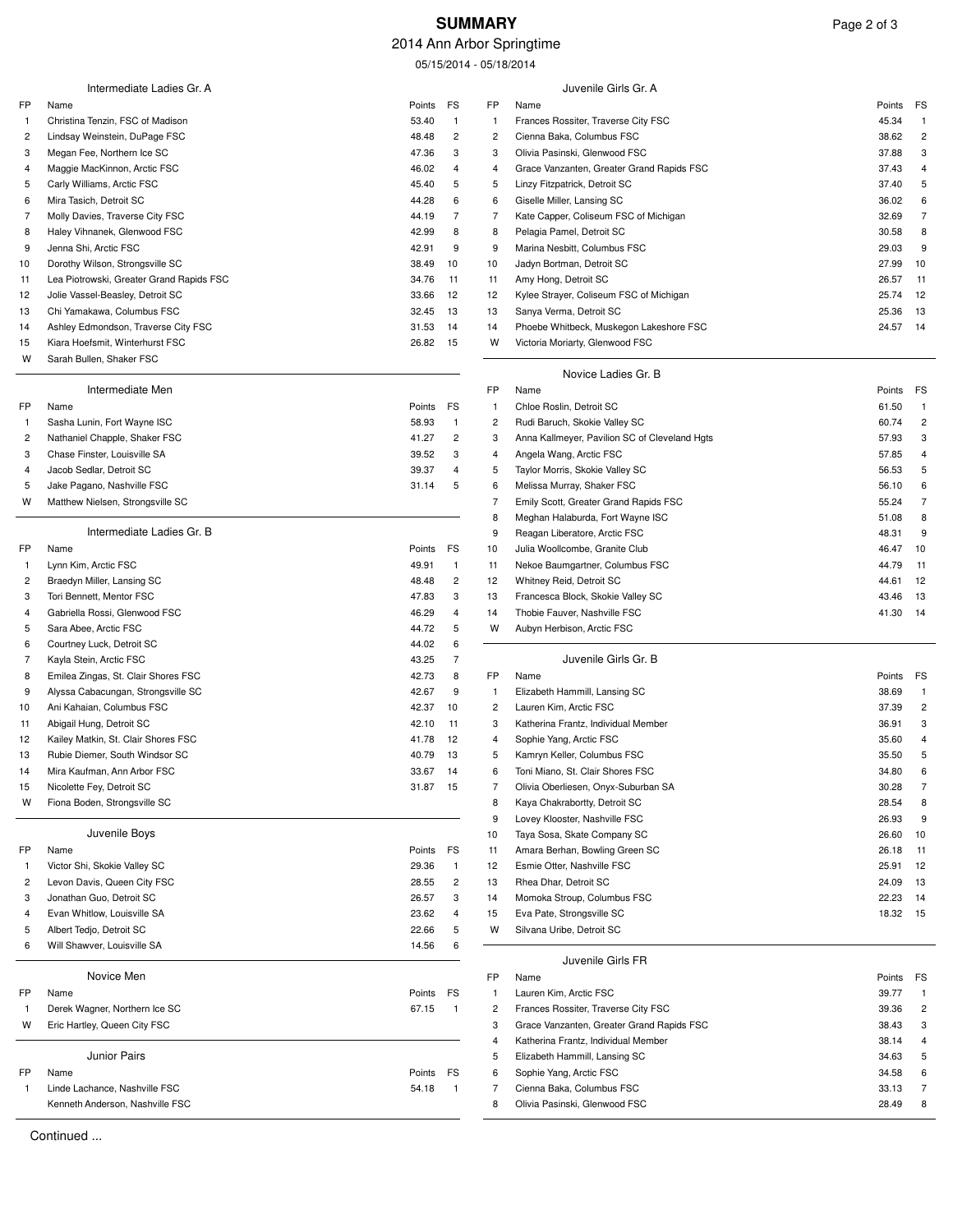# SUMMARY

2014 Ann Arbor Springtime

05/15/2014 - 05/18/2014

### Intermediate Ladies Gr. A

| FP | Name | Points | FS |
|---|---|---|---|
| 1 | Christina Tenzin, FSC of Madison | 53.40 | 1 |
| 2 | Lindsay Weinstein, DuPage FSC | 48.48 | 2 |
| 3 | Megan Fee, Northern Ice SC | 47.36 | 3 |
| 4 | Maggie MacKinnon, Arctic FSC | 46.02 | 4 |
| 5 | Carly Williams, Arctic FSC | 45.40 | 5 |
| 6 | Mira Tasich, Detroit SC | 44.28 | 6 |
| 7 | Molly Davies, Traverse City FSC | 44.19 | 7 |
| 8 | Haley Vihnanek, Glenwood FSC | 42.99 | 8 |
| 9 | Jenna Shi, Arctic FSC | 42.91 | 9 |
| 10 | Dorothy Wilson, Strongsville SC | 38.49 | 10 |
| 11 | Lea Piotrowski, Greater Grand Rapids FSC | 34.76 | 11 |
| 12 | Jolie Vassel-Beasley, Detroit SC | 33.66 | 12 |
| 13 | Chi Yamakawa, Columbus FSC | 32.45 | 13 |
| 14 | Ashley Edmondson, Traverse City FSC | 31.53 | 14 |
| 15 | Kiara Hoefsmit, Winterhurst FSC | 26.82 | 15 |
| W | Sarah Bullen, Shaker FSC | | |

### Intermediate Men

| FP | Name | Points | FS |
|---|---|---|---|
| 1 | Sasha Lunin, Fort Wayne ISC | 58.93 | 1 |
| 2 | Nathaniel Chapple, Shaker FSC | 41.27 | 2 |
| 3 | Chase Finster, Louisville SA | 39.52 | 3 |
| 4 | Jacob Sedlar, Detroit SC | 39.37 | 4 |
| 5 | Jake Pagano, Nashville FSC | 31.14 | 5 |
| W | Matthew Nielsen, Strongsville SC | | |

### Intermediate Ladies Gr. B

| FP | Name | Points | FS |
|---|---|---|---|
| 1 | Lynn Kim, Arctic FSC | 49.91 | 1 |
| 2 | Braedyn Miller, Lansing SC | 48.48 | 2 |
| 3 | Tori Bennett, Mentor FSC | 47.83 | 3 |
| 4 | Gabriella Rossi, Glenwood FSC | 46.29 | 4 |
| 5 | Sara Abee, Arctic FSC | 44.72 | 5 |
| 6 | Courtney Luck, Detroit SC | 44.02 | 6 |
| 7 | Kayla Stein, Arctic FSC | 43.25 | 7 |
| 8 | Emilea Zingas, St. Clair Shores FSC | 42.73 | 8 |
| 9 | Alyssa Cabacungan, Strongsville SC | 42.67 | 9 |
| 10 | Ani Kahaian, Columbus FSC | 42.37 | 10 |
| 11 | Abigail Hung, Detroit SC | 42.10 | 11 |
| 12 | Kailey Matkin, St. Clair Shores FSC | 41.78 | 12 |
| 13 | Rubie Diemer, South Windsor SC | 40.79 | 13 |
| 14 | Mira Kaufman, Ann Arbor FSC | 33.67 | 14 |
| 15 | Nicolette Fey, Detroit SC | 31.87 | 15 |
| W | Fiona Boden, Strongsville SC | | |

### Juvenile Boys

| FP | Name | Points | FS |
|---|---|---|---|
| 1 | Victor Shi, Skokie Valley SC | 29.36 | 1 |
| 2 | Levon Davis, Queen City FSC | 28.55 | 2 |
| 3 | Jonathan Guo, Detroit SC | 26.57 | 3 |
| 4 | Evan Whitlow, Louisville SA | 23.62 | 4 |
| 5 | Albert Tedjo, Detroit SC | 22.66 | 5 |
| 6 | Will Shawver, Louisville SA | 14.56 | 6 |

### Novice Men

| FP | Name | Points | FS |
|---|---|---|---|
| 1 | Derek Wagner, Northern Ice SC | 67.15 | 1 |
| W | Eric Hartley, Queen City FSC | | |

### Junior Pairs

| FP | Name | Points | FS |
|---|---|---|---|
| 1 | Linde Lachance, Nashville FSC | 54.18 | 1 |
| | Kenneth Anderson, Nashville FSC | | |

### Juvenile Girls Gr. A

| FP | Name | Points | FS |
|---|---|---|---|
| 1 | Frances Rossiter, Traverse City FSC | 45.34 | 1 |
| 2 | Cienna Baka, Columbus FSC | 38.62 | 2 |
| 3 | Olivia Pasinski, Glenwood FSC | 37.88 | 3 |
| 4 | Grace Vanzanten, Greater Grand Rapids FSC | 37.43 | 4 |
| 5 | Linzy Fitzpatrick, Detroit SC | 37.40 | 5 |
| 6 | Giselle Miller, Lansing SC | 36.02 | 6 |
| 7 | Kate Capper, Coliseum FSC of Michigan | 32.69 | 7 |
| 8 | Pelagia Pamel, Detroit SC | 30.58 | 8 |
| 9 | Marina Nesbitt, Columbus FSC | 29.03 | 9 |
| 10 | Jadyn Bortman, Detroit SC | 27.99 | 10 |
| 11 | Amy Hong, Detroit SC | 26.57 | 11 |
| 12 | Kylee Strayer, Coliseum FSC of Michigan | 25.74 | 12 |
| 13 | Sanya Verma, Detroit SC | 25.36 | 13 |
| 14 | Phoebe Whitbeck, Muskegon Lakeshore FSC | 24.57 | 14 |
| W | Victoria Moriarty, Glenwood FSC | | |

### Novice Ladies Gr. B

| FP | Name | Points | FS |
|---|---|---|---|
| 1 | Chloe Roslin, Detroit SC | 61.50 | 1 |
| 2 | Rudi Baruch, Skokie Valley SC | 60.74 | 2 |
| 3 | Anna Kallmeyer, Pavilion SC of Cleveland Hgts | 57.93 | 3 |
| 4 | Angela Wang, Arctic FSC | 57.85 | 4 |
| 5 | Taylor Morris, Skokie Valley SC | 56.53 | 5 |
| 6 | Melissa Murray, Shaker FSC | 56.10 | 6 |
| 7 | Emily Scott, Greater Grand Rapids FSC | 55.24 | 7 |
| 8 | Meghan Halaburda, Fort Wayne ISC | 51.08 | 8 |
| 9 | Reagan Liberatore, Arctic FSC | 48.31 | 9 |
| 10 | Julia Woollcombe, Granite Club | 46.47 | 10 |
| 11 | Nekoe Baumgartner, Columbus FSC | 44.79 | 11 |
| 12 | Whitney Reid, Detroit SC | 44.61 | 12 |
| 13 | Francesca Block, Skokie Valley SC | 43.46 | 13 |
| 14 | Thobie Fauver, Nashville FSC | 41.30 | 14 |
| W | Aubyn Herbison, Arctic FSC | | |

### Juvenile Girls Gr. B

| FP | Name | Points | FS |
|---|---|---|---|
| 1 | Elizabeth Hammill, Lansing SC | 38.69 | 1 |
| 2 | Lauren Kim, Arctic FSC | 37.39 | 2 |
| 3 | Katherina Frantz, Individual Member | 36.91 | 3 |
| 4 | Sophie Yang, Arctic FSC | 35.60 | 4 |
| 5 | Kamryn Keller, Columbus FSC | 35.50 | 5 |
| 6 | Toni Miano, St. Clair Shores FSC | 34.80 | 6 |
| 7 | Olivia Oberliesen, Onyx-Suburban SA | 30.28 | 7 |
| 8 | Kaya Chakrabortty, Detroit SC | 28.54 | 8 |
| 9 | Lovey Klooster, Nashville FSC | 26.93 | 9 |
| 10 | Taya Sosa, Skate Company SC | 26.60 | 10 |
| 11 | Amara Berhan, Bowling Green SC | 26.18 | 11 |
| 12 | Esmie Otter, Nashville FSC | 25.91 | 12 |
| 13 | Rhea Dhar, Detroit SC | 24.09 | 13 |
| 14 | Momoka Stroup, Columbus FSC | 22.23 | 14 |
| 15 | Eva Pate, Strongsville SC | 18.32 | 15 |
| W | Silvana Uribe, Detroit SC | | |

### Juvenile Girls FR

| FP | Name | Points | FS |
|---|---|---|---|
| 1 | Lauren Kim, Arctic FSC | 39.77 | 1 |
| 2 | Frances Rossiter, Traverse City FSC | 39.36 | 2 |
| 3 | Grace Vanzanten, Greater Grand Rapids FSC | 38.43 | 3 |
| 4 | Katherina Frantz, Individual Member | 38.14 | 4 |
| 5 | Elizabeth Hammill, Lansing SC | 34.63 | 5 |
| 6 | Sophie Yang, Arctic FSC | 34.58 | 6 |
| 7 | Cienna Baka, Columbus FSC | 33.13 | 7 |
| 8 | Olivia Pasinski, Glenwood FSC | 28.49 | 8 |

Continued ...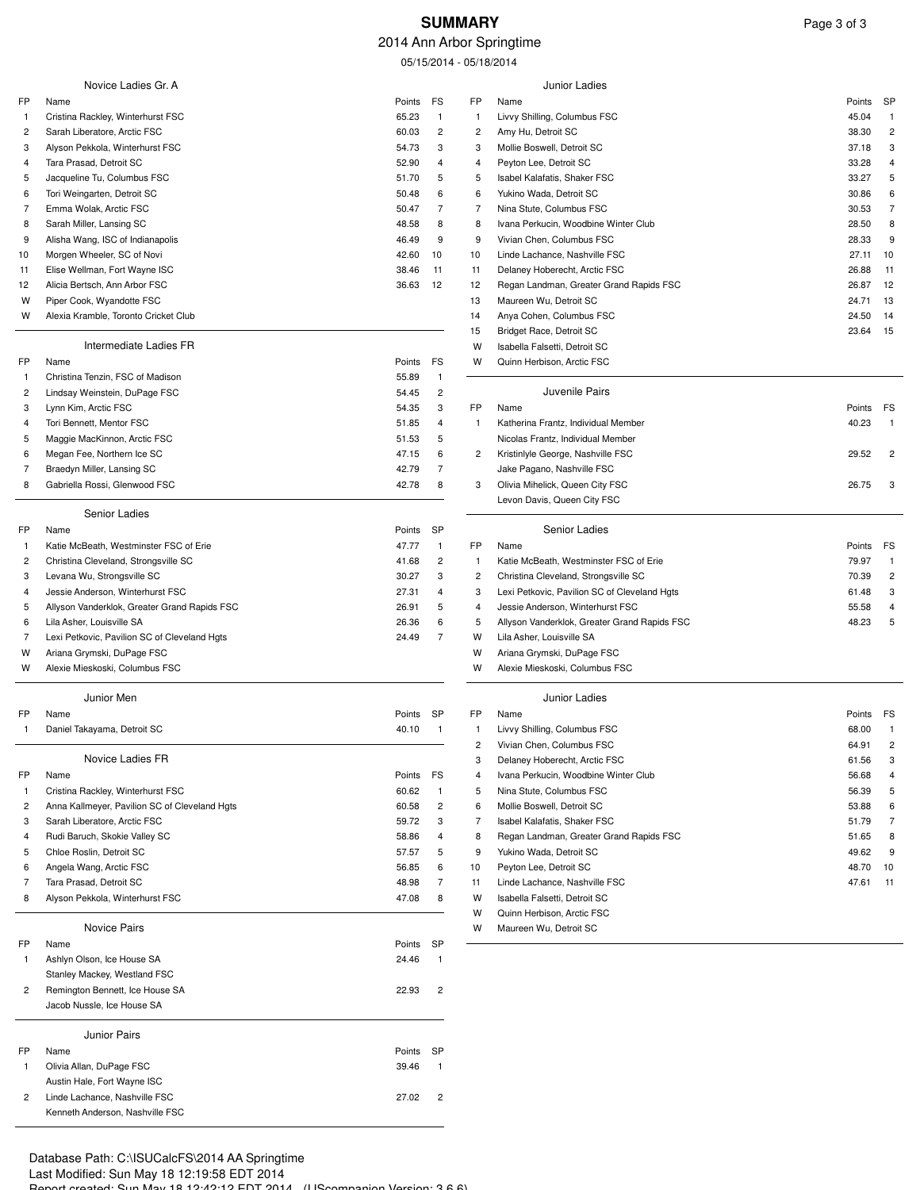# SUMMARY

2014 Ann Arbor Springtime

05/15/2014 - 05/18/2014

### Novice Ladies Gr. A

| FP | Name | Points | FS |
|---|---|---|---|
| 1 | Cristina Rackley, Winterhurst FSC | 65.23 | 1 |
| 2 | Sarah Liberatore, Arctic FSC | 60.03 | 2 |
| 3 | Alyson Pekkola, Winterhurst FSC | 54.73 | 3 |
| 4 | Tara Prasad, Detroit SC | 52.90 | 4 |
| 5 | Jacqueline Tu, Columbus FSC | 51.70 | 5 |
| 6 | Tori Weingarten, Detroit SC | 50.48 | 6 |
| 7 | Emma Wolak, Arctic FSC | 50.47 | 7 |
| 8 | Sarah Miller, Lansing SC | 48.58 | 8 |
| 9 | Alisha Wang, ISC of Indianapolis | 46.49 | 9 |
| 10 | Morgen Wheeler, SC of Novi | 42.60 | 10 |
| 11 | Elise Wellman, Fort Wayne ISC | 38.46 | 11 |
| 12 | Alicia Bertsch, Ann Arbor FSC | 36.63 | 12 |
| W | Piper Cook, Wyandotte FSC | | |
| W | Alexia Kramble, Toronto Cricket Club | | |

### Intermediate Ladies FR

| FP | Name | Points | FS |
|---|---|---|---|
| 1 | Christina Tenzin, FSC of Madison | 55.89 | 1 |
| 2 | Lindsay Weinstein, DuPage FSC | 54.45 | 2 |
| 3 | Lynn Kim, Arctic FSC | 54.35 | 3 |
| 4 | Tori Bennett, Mentor FSC | 51.85 | 4 |
| 5 | Maggie MacKinnon, Arctic FSC | 51.53 | 5 |
| 6 | Megan Fee, Northern Ice SC | 47.15 | 6 |
| 7 | Braedyn Miller, Lansing SC | 42.79 | 7 |
| 8 | Gabriella Rossi, Glenwood FSC | 42.78 | 8 |

### Senior Ladies

| FP | Name | Points | SP |
|---|---|---|---|
| 1 | Katie McBeath, Westminster FSC of Erie | 47.77 | 1 |
| 2 | Christina Cleveland, Strongsville SC | 41.68 | 2 |
| 3 | Levana Wu, Strongsville SC | 30.27 | 3 |
| 4 | Jessie Anderson, Winterhurst FSC | 27.31 | 4 |
| 5 | Allyson Vanderklok, Greater Grand Rapids FSC | 26.91 | 5 |
| 6 | Lila Asher, Louisville SA | 26.36 | 6 |
| 7 | Lexi Petkovic, Pavilion SC of Cleveland Hgts | 24.49 | 7 |
| W | Ariana Grymski, DuPage FSC | | |
| W | Alexie Mieskoski, Columbus FSC | | |

### Junior Men

| FP | Name | Points | SP |
|---|---|---|---|
| 1 | Daniel Takayama, Detroit SC | 40.10 | 1 |

### Novice Ladies FR

| FP | Name | Points | FS |
|---|---|---|---|
| 1 | Cristina Rackley, Winterhurst FSC | 60.62 | 1 |
| 2 | Anna Kallmeyer, Pavilion SC of Cleveland Hgts | 60.58 | 2 |
| 3 | Sarah Liberatore, Arctic FSC | 59.72 | 3 |
| 4 | Rudi Baruch, Skokie Valley SC | 58.86 | 4 |
| 5 | Chloe Roslin, Detroit SC | 57.57 | 5 |
| 6 | Angela Wang, Arctic FSC | 56.85 | 6 |
| 7 | Tara Prasad, Detroit SC | 48.98 | 7 |
| 8 | Alyson Pekkola, Winterhurst FSC | 47.08 | 8 |

### Novice Pairs

| FP | Name | Points | SP |
|---|---|---|---|
| 1 | Ashlyn Olson, Ice House SA | 24.46 | 1 |
| | Stanley Mackey, Westland FSC | | |
| 2 | Remington Bennett, Ice House SA | 22.93 | 2 |
| | Jacob Nussle, Ice House SA | | |

### Junior Pairs

| FP | Name | Points | SP |
|---|---|---|---|
| 1 | Olivia Allan, DuPage FSC | 39.46 | 1 |
| | Austin Hale, Fort Wayne ISC | | |
| 2 | Linde Lachance, Nashville FSC | 27.02 | 2 |
| | Kenneth Anderson, Nashville FSC | | |

### Junior Ladies

| FP | Name | Points | SP |
|---|---|---|---|
| 1 | Livvy Shilling, Columbus FSC | 45.04 | 1 |
| 2 | Amy Hu, Detroit SC | 38.30 | 2 |
| 3 | Mollie Boswell, Detroit SC | 37.18 | 3 |
| 4 | Peyton Lee, Detroit SC | 33.28 | 4 |
| 5 | Isabel Kalafatis, Shaker FSC | 33.27 | 5 |
| 6 | Yukino Wada, Detroit SC | 30.86 | 6 |
| 7 | Nina Stute, Columbus FSC | 30.53 | 7 |
| 8 | Ivana Perkucin, Woodbine Winter Club | 28.50 | 8 |
| 9 | Vivian Chen, Columbus FSC | 28.33 | 9 |
| 10 | Linde Lachance, Nashville FSC | 27.11 | 10 |
| 11 | Delaney Hoberecht, Arctic FSC | 26.88 | 11 |
| 12 | Regan Landman, Greater Grand Rapids FSC | 26.87 | 12 |
| 13 | Maureen Wu, Detroit SC | 24.71 | 13 |
| 14 | Anya Cohen, Columbus FSC | 24.50 | 14 |
| 15 | Bridget Race, Detroit SC | 23.64 | 15 |
| W | Isabella Falsetti, Detroit SC | | |
| W | Quinn Herbison, Arctic FSC | | |

### Juvenile Pairs

| FP | Name | Points | FS |
|---|---|---|---|
| 1 | Katherina Frantz, Individual Member | 40.23 | 1 |
| | Nicolas Frantz, Individual Member | | |
| 2 | Kristinlyle George, Nashville FSC | 29.52 | 2 |
| | Jake Pagano, Nashville FSC | | |
| 3 | Olivia Mihelick, Queen City FSC | 26.75 | 3 |
| | Levon Davis, Queen City FSC | | |

### Senior Ladies

| FP | Name | Points | FS |
|---|---|---|---|
| 1 | Katie McBeath, Westminster FSC of Erie | 79.97 | 1 |
| 2 | Christina Cleveland, Strongsville SC | 70.39 | 2 |
| 3 | Lexi Petkovic, Pavilion SC of Cleveland Hgts | 61.48 | 3 |
| 4 | Jessie Anderson, Winterhurst FSC | 55.58 | 4 |
| 5 | Allyson Vanderklok, Greater Grand Rapids FSC | 48.23 | 5 |
| W | Lila Asher, Louisville SA | | |
| W | Ariana Grymski, DuPage FSC | | |
| W | Alexie Mieskoski, Columbus FSC | | |

### Junior Ladies

| FP | Name | Points | FS |
|---|---|---|---|
| 1 | Livvy Shilling, Columbus FSC | 68.00 | 1 |
| 2 | Vivian Chen, Columbus FSC | 64.91 | 2 |
| 3 | Delaney Hoberecht, Arctic FSC | 61.56 | 3 |
| 4 | Ivana Perkucin, Woodbine Winter Club | 56.68 | 4 |
| 5 | Nina Stute, Columbus FSC | 56.39 | 5 |
| 6 | Mollie Boswell, Detroit SC | 53.88 | 6 |
| 7 | Isabel Kalafatis, Shaker FSC | 51.79 | 7 |
| 8 | Regan Landman, Greater Grand Rapids FSC | 51.65 | 8 |
| 9 | Yukino Wada, Detroit SC | 49.62 | 9 |
| 10 | Peyton Lee, Detroit SC | 48.70 | 10 |
| 11 | Linde Lachance, Nashville FSC | 47.61 | 11 |
| W | Isabella Falsetti, Detroit SC | | |
| W | Quinn Herbison, Arctic FSC | | |
| W | Maureen Wu, Detroit SC | | |

Database Path: C:\ISUCalcFS\2014 AA Springtime
Last Modified: Sun May 18 12:19:58 EDT 2014
Report created: Sun May 18 12:42:12 EDT 2014 (UScompanion Version: 3.6.6)